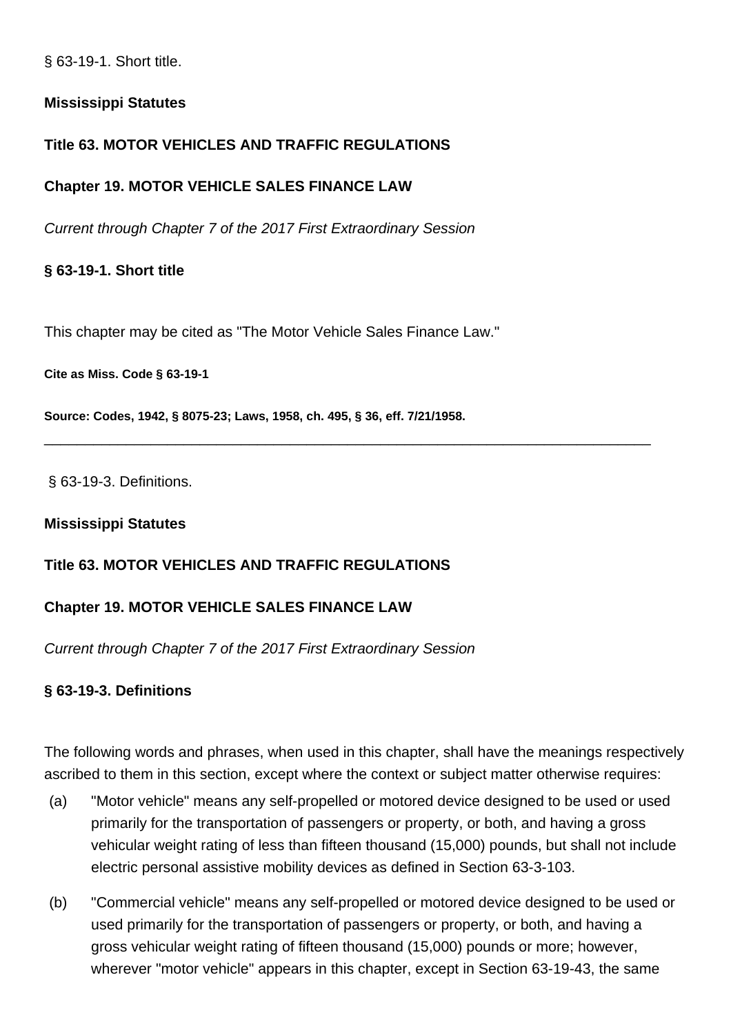§ 63-19-1. Short title.

**Mississippi Statutes**

**Title 63. MOTOR VEHICLES AND TRAFFIC REGULATIONS**

**Chapter 19. MOTOR VEHICLE SALES FINANCE LAW**

*Current through Chapter 7 of the 2017 First Extraordinary Session*

**§ 63-19-1. Short title**

This chapter may be cited as "The Motor Vehicle Sales Finance Law."

**Cite as Miss. Code § 63-19-1**

**Source: Codes, 1942, § 8075-23; Laws, 1958, ch. 495, § 36, eff. 7/21/1958.**

---

§ 63-19-3. Definitions.

**Mississippi Statutes**

**Title 63. MOTOR VEHICLES AND TRAFFIC REGULATIONS**

**Chapter 19. MOTOR VEHICLE SALES FINANCE LAW**

*Current through Chapter 7 of the 2017 First Extraordinary Session*

**§ 63-19-3. Definitions**

The following words and phrases, when used in this chapter, shall have the meanings respectively ascribed to them in this section, except where the context or subject matter otherwise requires:

(a) "Motor vehicle" means any self-propelled or motored device designed to be used or used primarily for the transportation of passengers or property, or both, and having a gross vehicular weight rating of less than fifteen thousand (15,000) pounds, but shall not include electric personal assistive mobility devices as defined in Section 63-3-103.

(b) "Commercial vehicle" means any self-propelled or motored device designed to be used or used primarily for the transportation of passengers or property, or both, and having a gross vehicular weight rating of fifteen thousand (15,000) pounds or more; however, wherever "motor vehicle" appears in this chapter, except in Section 63-19-43, the same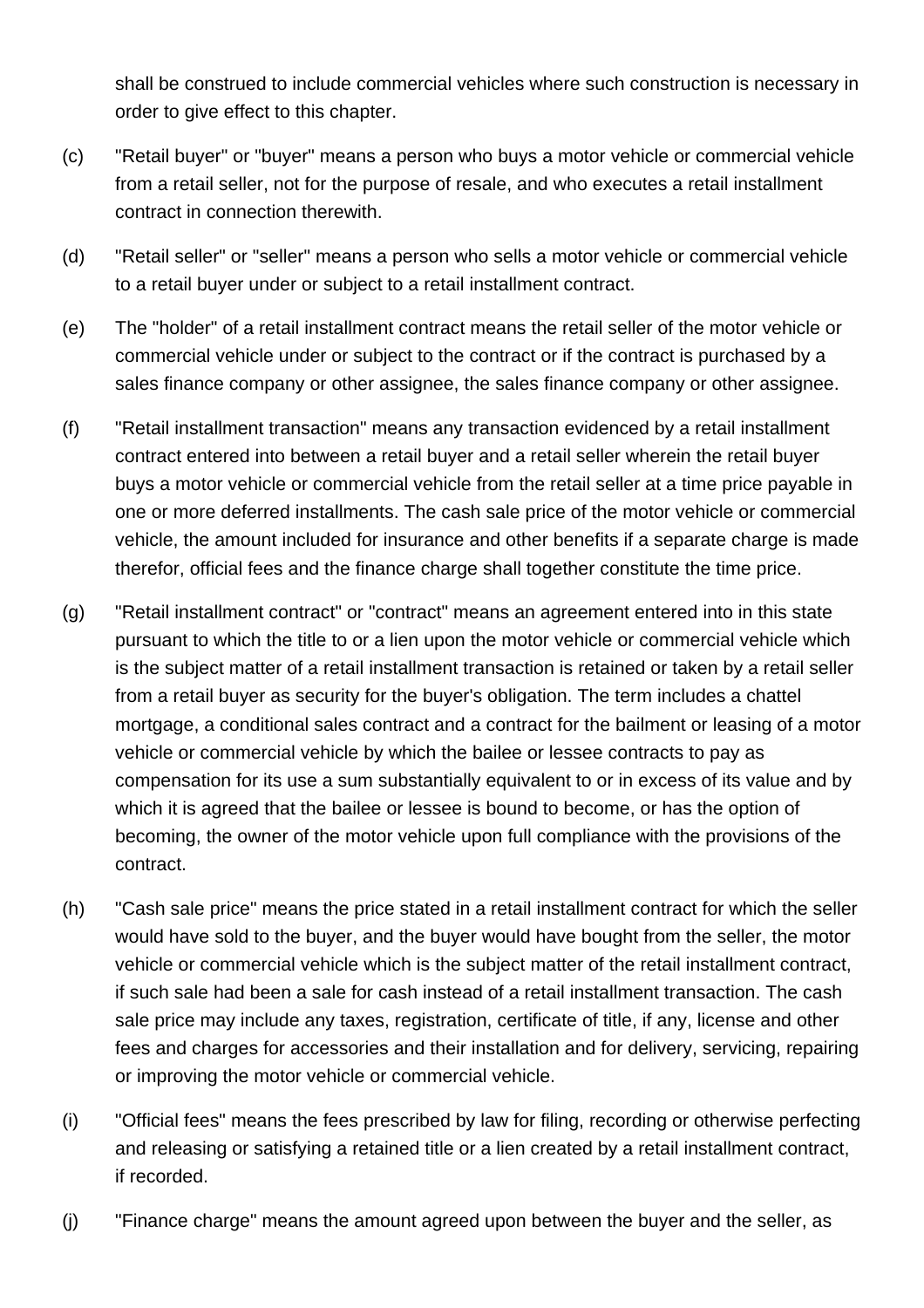shall be construed to include commercial vehicles where such construction is necessary in order to give effect to this chapter.

(c) "Retail buyer" or "buyer" means a person who buys a motor vehicle or commercial vehicle from a retail seller, not for the purpose of resale, and who executes a retail installment contract in connection therewith.

(d) "Retail seller" or "seller" means a person who sells a motor vehicle or commercial vehicle to a retail buyer under or subject to a retail installment contract.

(e) The "holder" of a retail installment contract means the retail seller of the motor vehicle or commercial vehicle under or subject to the contract or if the contract is purchased by a sales finance company or other assignee, the sales finance company or other assignee.

(f) "Retail installment transaction" means any transaction evidenced by a retail installment contract entered into between a retail buyer and a retail seller wherein the retail buyer buys a motor vehicle or commercial vehicle from the retail seller at a time price payable in one or more deferred installments. The cash sale price of the motor vehicle or commercial vehicle, the amount included for insurance and other benefits if a separate charge is made therefor, official fees and the finance charge shall together constitute the time price.

(g) "Retail installment contract" or "contract" means an agreement entered into in this state pursuant to which the title to or a lien upon the motor vehicle or commercial vehicle which is the subject matter of a retail installment transaction is retained or taken by a retail seller from a retail buyer as security for the buyer's obligation. The term includes a chattel mortgage, a conditional sales contract and a contract for the bailment or leasing of a motor vehicle or commercial vehicle by which the bailee or lessee contracts to pay as compensation for its use a sum substantially equivalent to or in excess of its value and by which it is agreed that the bailee or lessee is bound to become, or has the option of becoming, the owner of the motor vehicle upon full compliance with the provisions of the contract.

(h) "Cash sale price" means the price stated in a retail installment contract for which the seller would have sold to the buyer, and the buyer would have bought from the seller, the motor vehicle or commercial vehicle which is the subject matter of the retail installment contract, if such sale had been a sale for cash instead of a retail installment transaction. The cash sale price may include any taxes, registration, certificate of title, if any, license and other fees and charges for accessories and their installation and for delivery, servicing, repairing or improving the motor vehicle or commercial vehicle.

(i) "Official fees" means the fees prescribed by law for filing, recording or otherwise perfecting and releasing or satisfying a retained title or a lien created by a retail installment contract, if recorded.

(j) "Finance charge" means the amount agreed upon between the buyer and the seller, as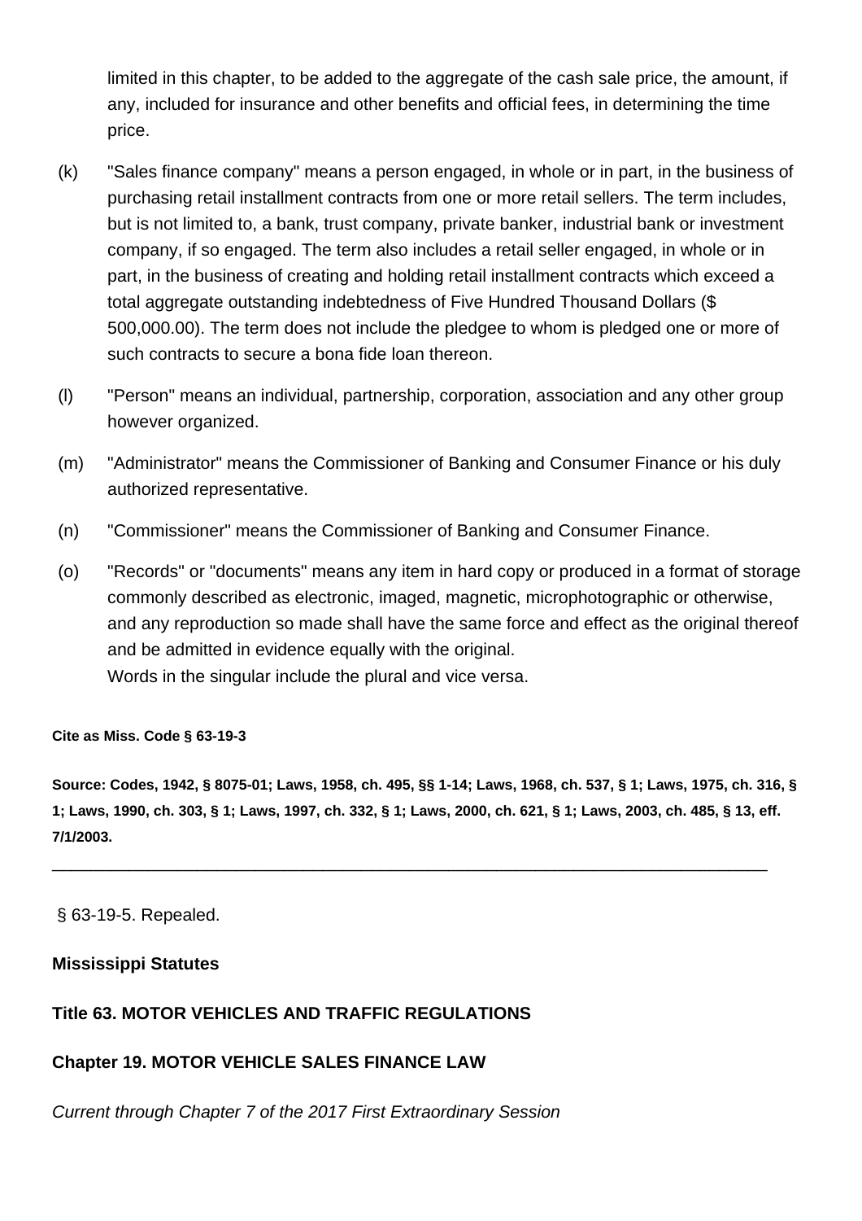limited in this chapter, to be added to the aggregate of the cash sale price, the amount, if any, included for insurance and other benefits and official fees, in determining the time price.

(k) "Sales finance company" means a person engaged, in whole or in part, in the business of purchasing retail installment contracts from one or more retail sellers. The term includes, but is not limited to, a bank, trust company, private banker, industrial bank or investment company, if so engaged. The term also includes a retail seller engaged, in whole or in part, in the business of creating and holding retail installment contracts which exceed a total aggregate outstanding indebtedness of Five Hundred Thousand Dollars ($ 500,000.00). The term does not include the pledgee to whom is pledged one or more of such contracts to secure a bona fide loan thereon.

(l) "Person" means an individual, partnership, corporation, association and any other group however organized.

(m) "Administrator" means the Commissioner of Banking and Consumer Finance or his duly authorized representative.

(n) "Commissioner" means the Commissioner of Banking and Consumer Finance.

(o) "Records" or "documents" means any item in hard copy or produced in a format of storage commonly described as electronic, imaged, magnetic, microphotographic or otherwise, and any reproduction so made shall have the same force and effect as the original thereof and be admitted in evidence equally with the original.
Words in the singular include the plural and vice versa.

**Cite as Miss. Code § 63-19-3**

**Source: Codes, 1942, § 8075-01; Laws, 1958, ch. 495, §§ 1-14; Laws, 1968, ch. 537, § 1; Laws, 1975, ch. 316, § 1; Laws, 1990, ch. 303, § 1; Laws, 1997, ch. 332, § 1; Laws, 2000, ch. 621, § 1; Laws, 2003, ch. 485, § 13, eff. 7/1/2003.**

---

§ 63-19-5. Repealed.

**Mississippi Statutes**

**Title 63. MOTOR VEHICLES AND TRAFFIC REGULATIONS**

**Chapter 19. MOTOR VEHICLE SALES FINANCE LAW**

*Current through Chapter 7 of the 2017 First Extraordinary Session*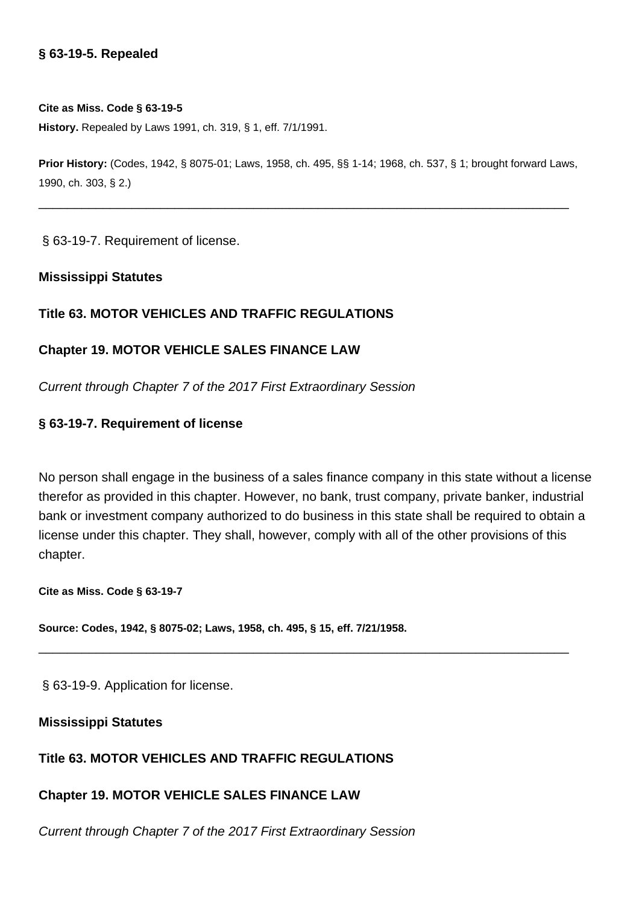**§ 63-19-5. Repealed**

**Cite as Miss. Code § 63-19-5**

**History.** Repealed by Laws 1991, ch. 319, § 1, eff. 7/1/1991.

**Prior History:** (Codes, 1942, § 8075-01; Laws, 1958, ch. 495, §§ 1-14; 1968, ch. 537, § 1; brought forward Laws, 1990, ch. 303, § 2.)

---

§ 63-19-7. Requirement of license.

**Mississippi Statutes**

**Title 63. MOTOR VEHICLES AND TRAFFIC REGULATIONS**

**Chapter 19. MOTOR VEHICLE SALES FINANCE LAW**

*Current through Chapter 7 of the 2017 First Extraordinary Session*

**§ 63-19-7. Requirement of license**

No person shall engage in the business of a sales finance company in this state without a license therefor as provided in this chapter. However, no bank, trust company, private banker, industrial bank or investment company authorized to do business in this state shall be required to obtain a license under this chapter. They shall, however, comply with all of the other provisions of this chapter.

**Cite as Miss. Code § 63-19-7**

**Source: Codes, 1942, § 8075-02; Laws, 1958, ch. 495, § 15, eff. 7/21/1958.**

---

§ 63-19-9. Application for license.

**Mississippi Statutes**

**Title 63. MOTOR VEHICLES AND TRAFFIC REGULATIONS**

**Chapter 19. MOTOR VEHICLE SALES FINANCE LAW**

*Current through Chapter 7 of the 2017 First Extraordinary Session*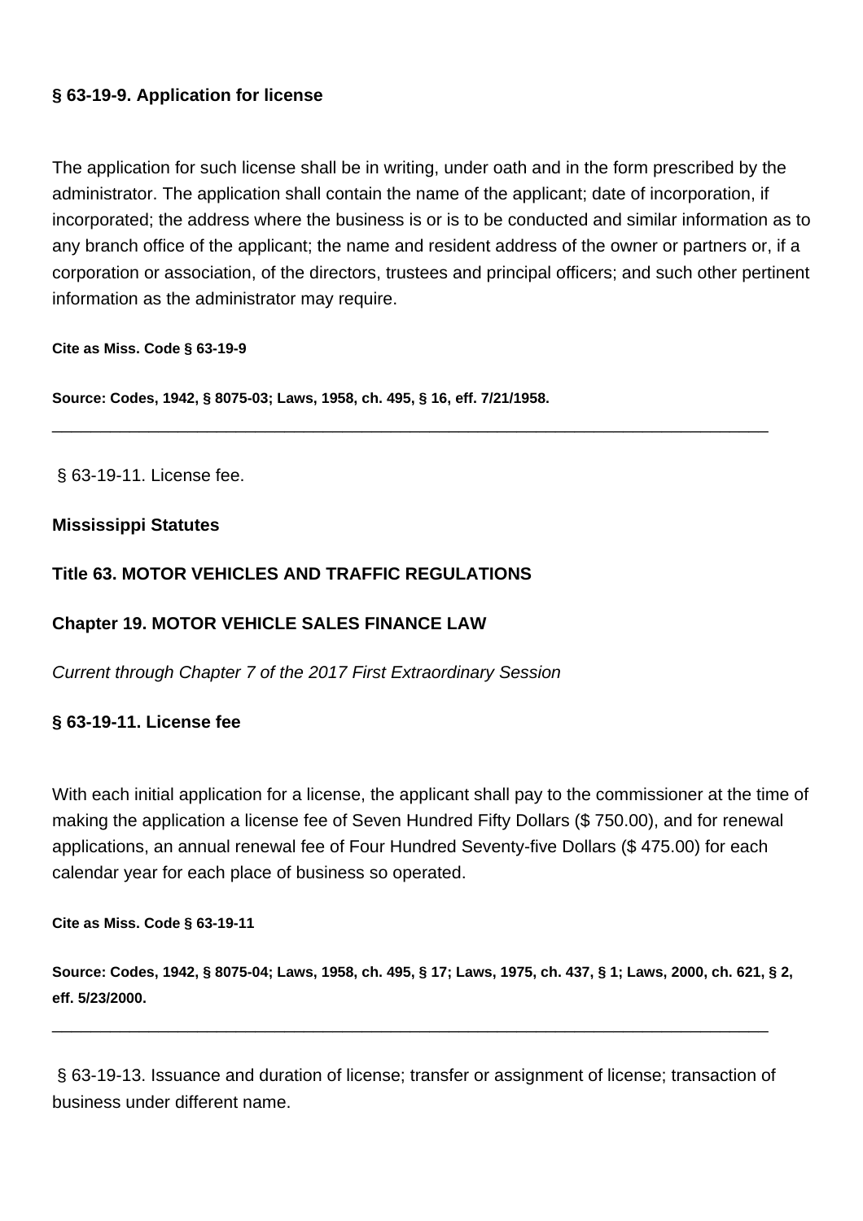**§ 63-19-9. Application for license**

The application for such license shall be in writing, under oath and in the form prescribed by the administrator. The application shall contain the name of the applicant; date of incorporation, if incorporated; the address where the business is or is to be conducted and similar information as to any branch office of the applicant; the name and resident address of the owner or partners or, if a corporation or association, of the directors, trustees and principal officers; and such other pertinent information as the administrator may require.

**Cite as Miss. Code § 63-19-9**

**Source: Codes, 1942, § 8075-03; Laws, 1958, ch. 495, § 16, eff. 7/21/1958.**

---

§ 63-19-11. License fee.

**Mississippi Statutes**

**Title 63. MOTOR VEHICLES AND TRAFFIC REGULATIONS**

**Chapter 19. MOTOR VEHICLE SALES FINANCE LAW**

*Current through Chapter 7 of the 2017 First Extraordinary Session*

**§ 63-19-11. License fee**

With each initial application for a license, the applicant shall pay to the commissioner at the time of making the application a license fee of Seven Hundred Fifty Dollars ($ 750.00), and for renewal applications, an annual renewal fee of Four Hundred Seventy-five Dollars ($ 475.00) for each calendar year for each place of business so operated.

**Cite as Miss. Code § 63-19-11**

**Source: Codes, 1942, § 8075-04; Laws, 1958, ch. 495, § 17; Laws, 1975, ch. 437, § 1; Laws, 2000, ch. 621, § 2, eff. 5/23/2000.**

---

§ 63-19-13. Issuance and duration of license; transfer or assignment of license; transaction of business under different name.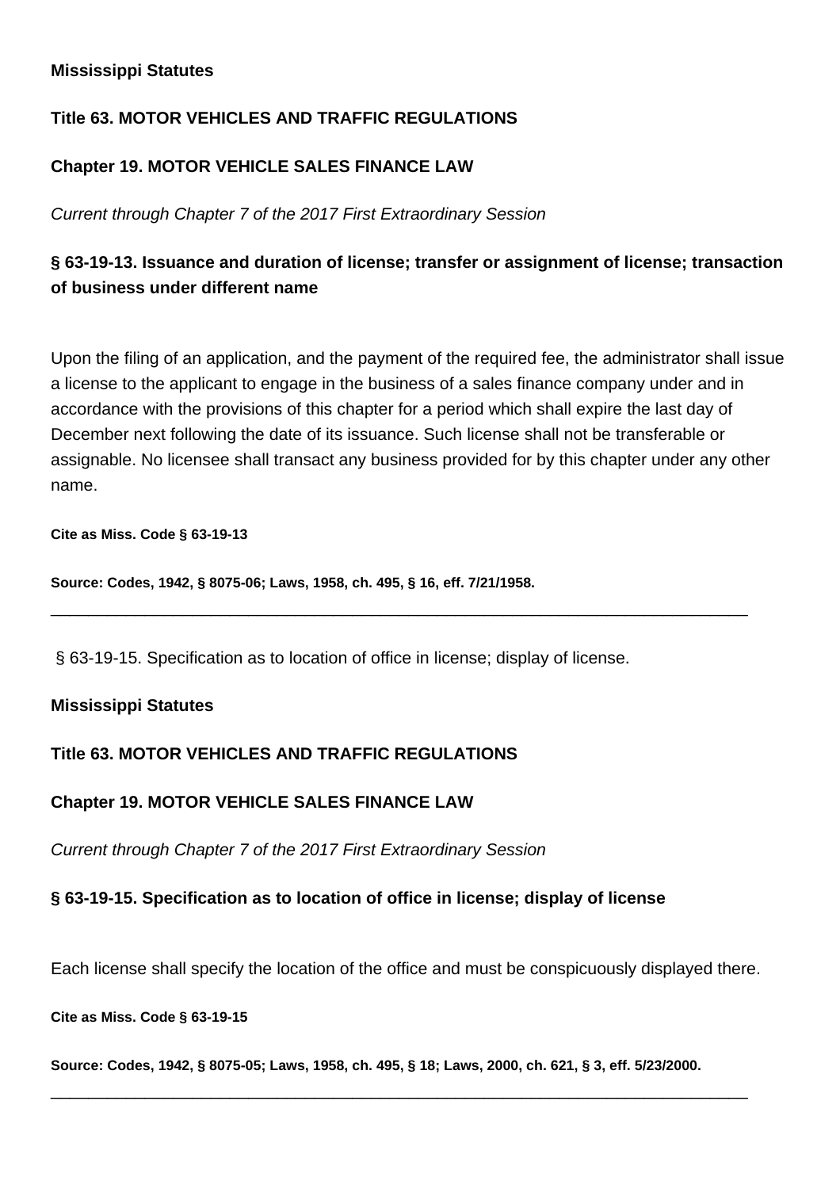**Mississippi Statutes**

**Title 63. MOTOR VEHICLES AND TRAFFIC REGULATIONS**

**Chapter 19. MOTOR VEHICLE SALES FINANCE LAW**

*Current through Chapter 7 of the 2017 First Extraordinary Session*

### § 63-19-13. Issuance and duration of license; transfer or assignment of license; transaction of business under different name

Upon the filing of an application, and the payment of the required fee, the administrator shall issue a license to the applicant to engage in the business of a sales finance company under and in accordance with the provisions of this chapter for a period which shall expire the last day of December next following the date of its issuance. Such license shall not be transferable or assignable. No licensee shall transact any business provided for by this chapter under any other name.

**Cite as Miss. Code § 63-19-13**

**Source: Codes, 1942, § 8075-06; Laws, 1958, ch. 495, § 16, eff. 7/21/1958.**

---

§ 63-19-15. Specification as to location of office in license; display of license.

**Mississippi Statutes**

**Title 63. MOTOR VEHICLES AND TRAFFIC REGULATIONS**

**Chapter 19. MOTOR VEHICLE SALES FINANCE LAW**

*Current through Chapter 7 of the 2017 First Extraordinary Session*

### § 63-19-15. Specification as to location of office in license; display of license

Each license shall specify the location of the office and must be conspicuously displayed there.

**Cite as Miss. Code § 63-19-15**

**Source: Codes, 1942, § 8075-05; Laws, 1958, ch. 495, § 18; Laws, 2000, ch. 621, § 3, eff. 5/23/2000.**

---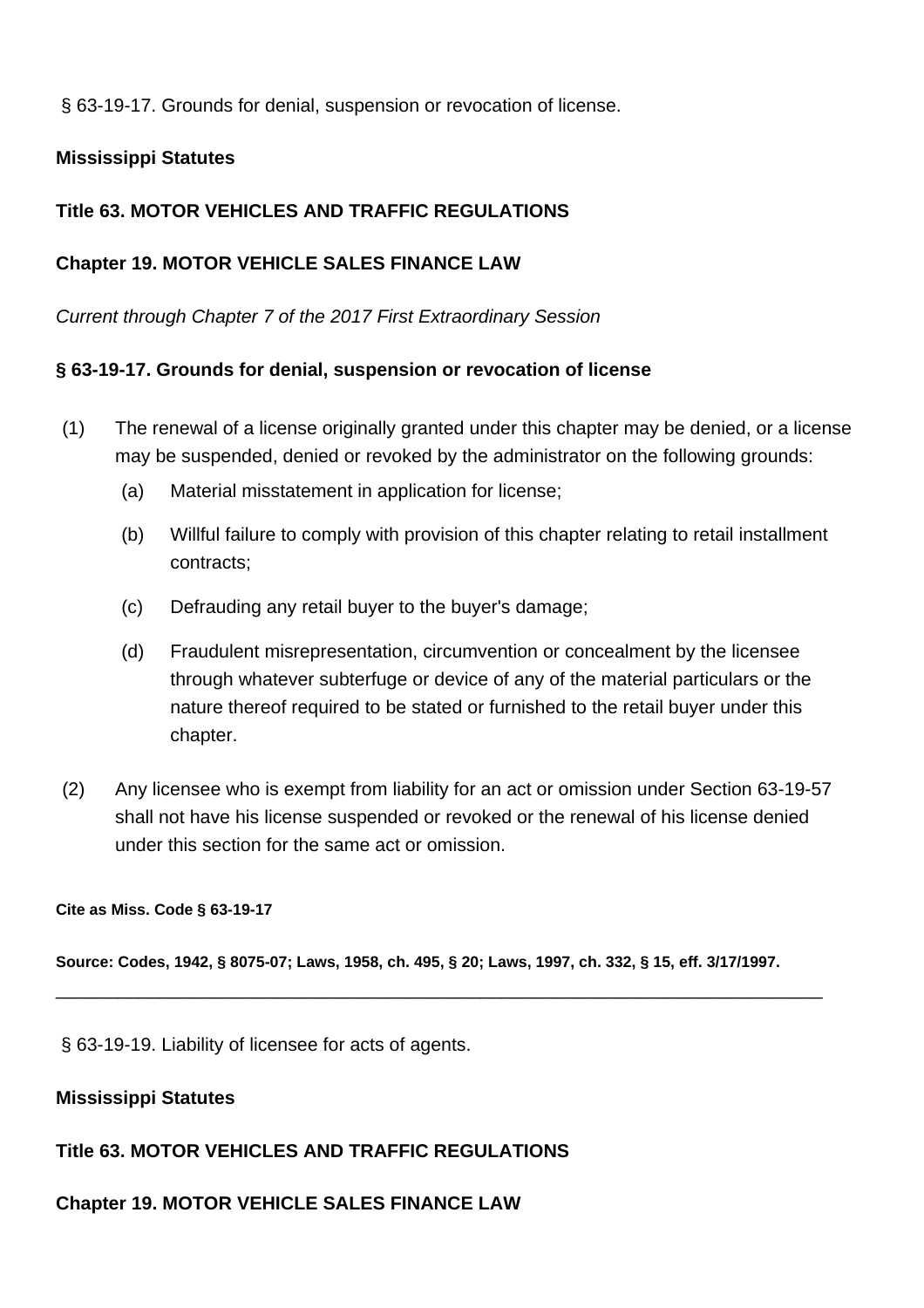§ 63-19-17. Grounds for denial, suspension or revocation of license.

**Mississippi Statutes**

**Title 63. MOTOR VEHICLES AND TRAFFIC REGULATIONS**

**Chapter 19. MOTOR VEHICLE SALES FINANCE LAW**

*Current through Chapter 7 of the 2017 First Extraordinary Session*

**§ 63-19-17. Grounds for denial, suspension or revocation of license**

(1) The renewal of a license originally granted under this chapter may be denied, or a license may be suspended, denied or revoked by the administrator on the following grounds:

   (a) Material misstatement in application for license;

   (b) Willful failure to comply with provision of this chapter relating to retail installment contracts;

   (c) Defrauding any retail buyer to the buyer's damage;

   (d) Fraudulent misrepresentation, circumvention or concealment by the licensee through whatever subterfuge or device of any of the material particulars or the nature thereof required to be stated or furnished to the retail buyer under this chapter.

(2) Any licensee who is exempt from liability for an act or omission under Section 63-19-57 shall not have his license suspended or revoked or the renewal of his license denied under this section for the same act or omission.

**Cite as Miss. Code § 63-19-17**

**Source: Codes, 1942, § 8075-07; Laws, 1958, ch. 495, § 20; Laws, 1997, ch. 332, § 15, eff. 3/17/1997.**

---

§ 63-19-19. Liability of licensee for acts of agents.

**Mississippi Statutes**

**Title 63. MOTOR VEHICLES AND TRAFFIC REGULATIONS**

**Chapter 19. MOTOR VEHICLE SALES FINANCE LAW**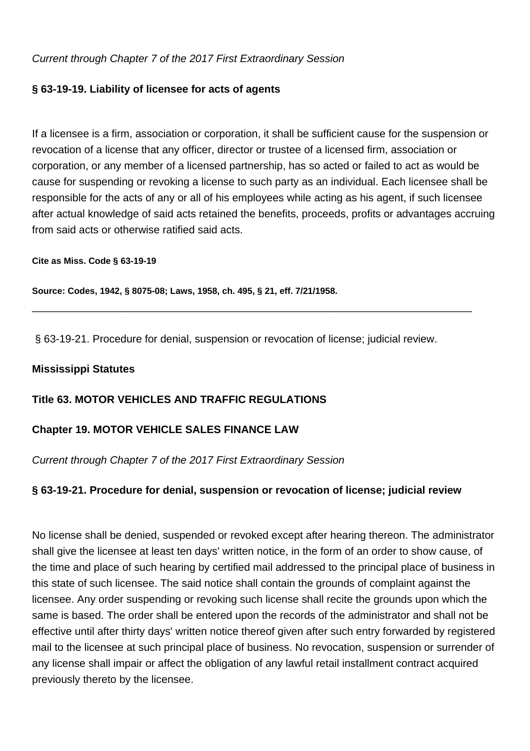*Current through Chapter 7 of the 2017 First Extraordinary Session*

**§ 63-19-19. Liability of licensee for acts of agents**

If a licensee is a firm, association or corporation, it shall be sufficient cause for the suspension or revocation of a license that any officer, director or trustee of a licensed firm, association or corporation, or any member of a licensed partnership, has so acted or failed to act as would be cause for suspending or revoking a license to such party as an individual. Each licensee shall be responsible for the acts of any or all of his employees while acting as his agent, if such licensee after actual knowledge of said acts retained the benefits, proceeds, profits or advantages accruing from said acts or otherwise ratified said acts.

**Cite as Miss. Code § 63-19-19**

**Source: Codes, 1942, § 8075-08; Laws, 1958, ch. 495, § 21, eff. 7/21/1958.**

---

§ 63-19-21. Procedure for denial, suspension or revocation of license; judicial review.

**Mississippi Statutes**

**Title 63. MOTOR VEHICLES AND TRAFFIC REGULATIONS**

**Chapter 19. MOTOR VEHICLE SALES FINANCE LAW**

*Current through Chapter 7 of the 2017 First Extraordinary Session*

**§ 63-19-21. Procedure for denial, suspension or revocation of license; judicial review**

No license shall be denied, suspended or revoked except after hearing thereon. The administrator shall give the licensee at least ten days' written notice, in the form of an order to show cause, of the time and place of such hearing by certified mail addressed to the principal place of business in this state of such licensee. The said notice shall contain the grounds of complaint against the licensee. Any order suspending or revoking such license shall recite the grounds upon which the same is based. The order shall be entered upon the records of the administrator and shall not be effective until after thirty days' written notice thereof given after such entry forwarded by registered mail to the licensee at such principal place of business. No revocation, suspension or surrender of any license shall impair or affect the obligation of any lawful retail installment contract acquired previously thereto by the licensee.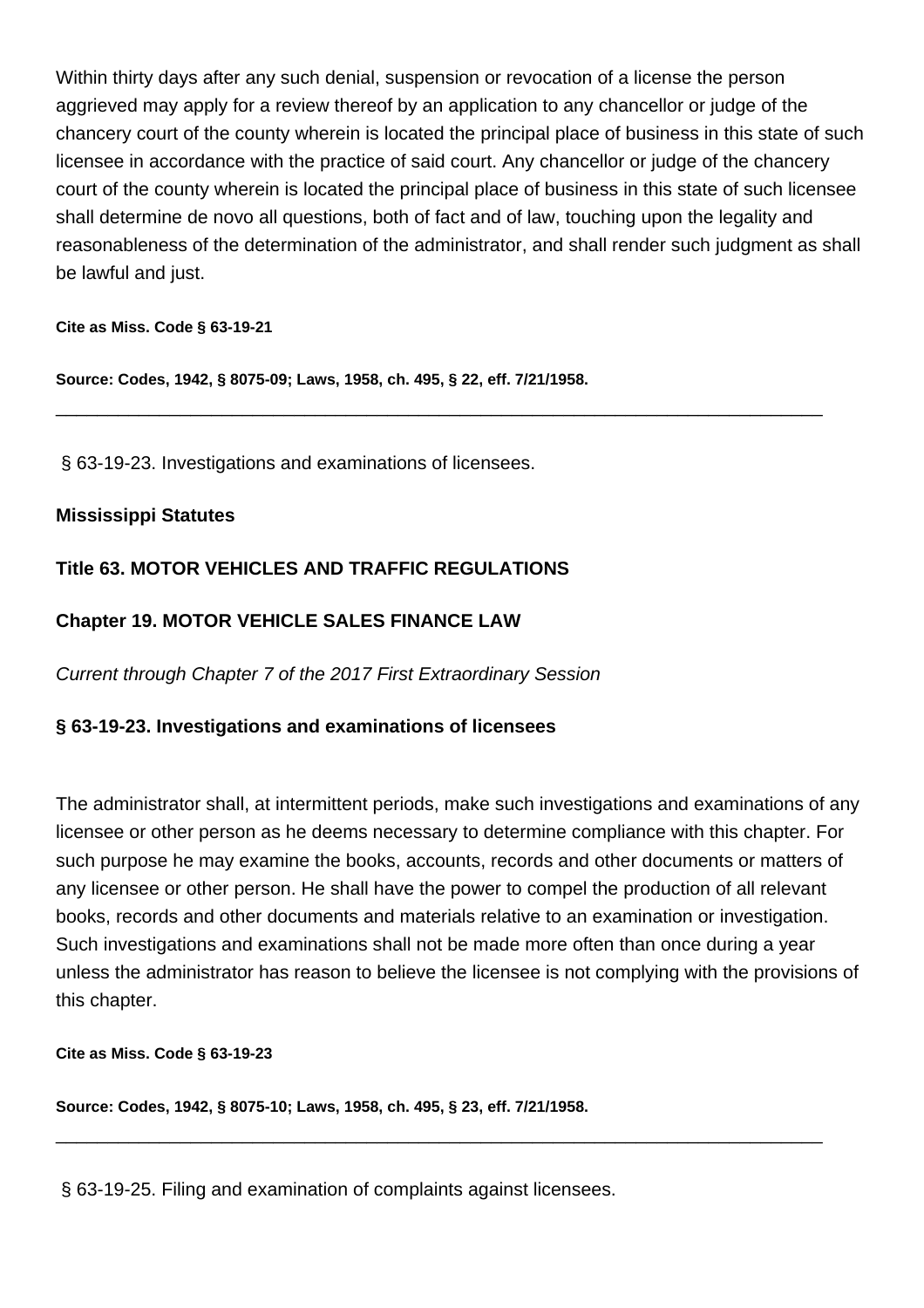Within thirty days after any such denial, suspension or revocation of a license the person aggrieved may apply for a review thereof by an application to any chancellor or judge of the chancery court of the county wherein is located the principal place of business in this state of such licensee in accordance with the practice of said court. Any chancellor or judge of the chancery court of the county wherein is located the principal place of business in this state of such licensee shall determine de novo all questions, both of fact and of law, touching upon the legality and reasonableness of the determination of the administrator, and shall render such judgment as shall be lawful and just.

**Cite as Miss. Code § 63-19-21**

**Source: Codes, 1942, § 8075-09; Laws, 1958, ch. 495, § 22, eff. 7/21/1958.**

---

§ 63-19-23. Investigations and examinations of licensees.

**Mississippi Statutes**

**Title 63. MOTOR VEHICLES AND TRAFFIC REGULATIONS**

**Chapter 19. MOTOR VEHICLE SALES FINANCE LAW**

*Current through Chapter 7 of the 2017 First Extraordinary Session*

**§ 63-19-23. Investigations and examinations of licensees**

The administrator shall, at intermittent periods, make such investigations and examinations of any licensee or other person as he deems necessary to determine compliance with this chapter. For such purpose he may examine the books, accounts, records and other documents or matters of any licensee or other person. He shall have the power to compel the production of all relevant books, records and other documents and materials relative to an examination or investigation. Such investigations and examinations shall not be made more often than once during a year unless the administrator has reason to believe the licensee is not complying with the provisions of this chapter.

**Cite as Miss. Code § 63-19-23**

**Source: Codes, 1942, § 8075-10; Laws, 1958, ch. 495, § 23, eff. 7/21/1958.**

---

§ 63-19-25. Filing and examination of complaints against licensees.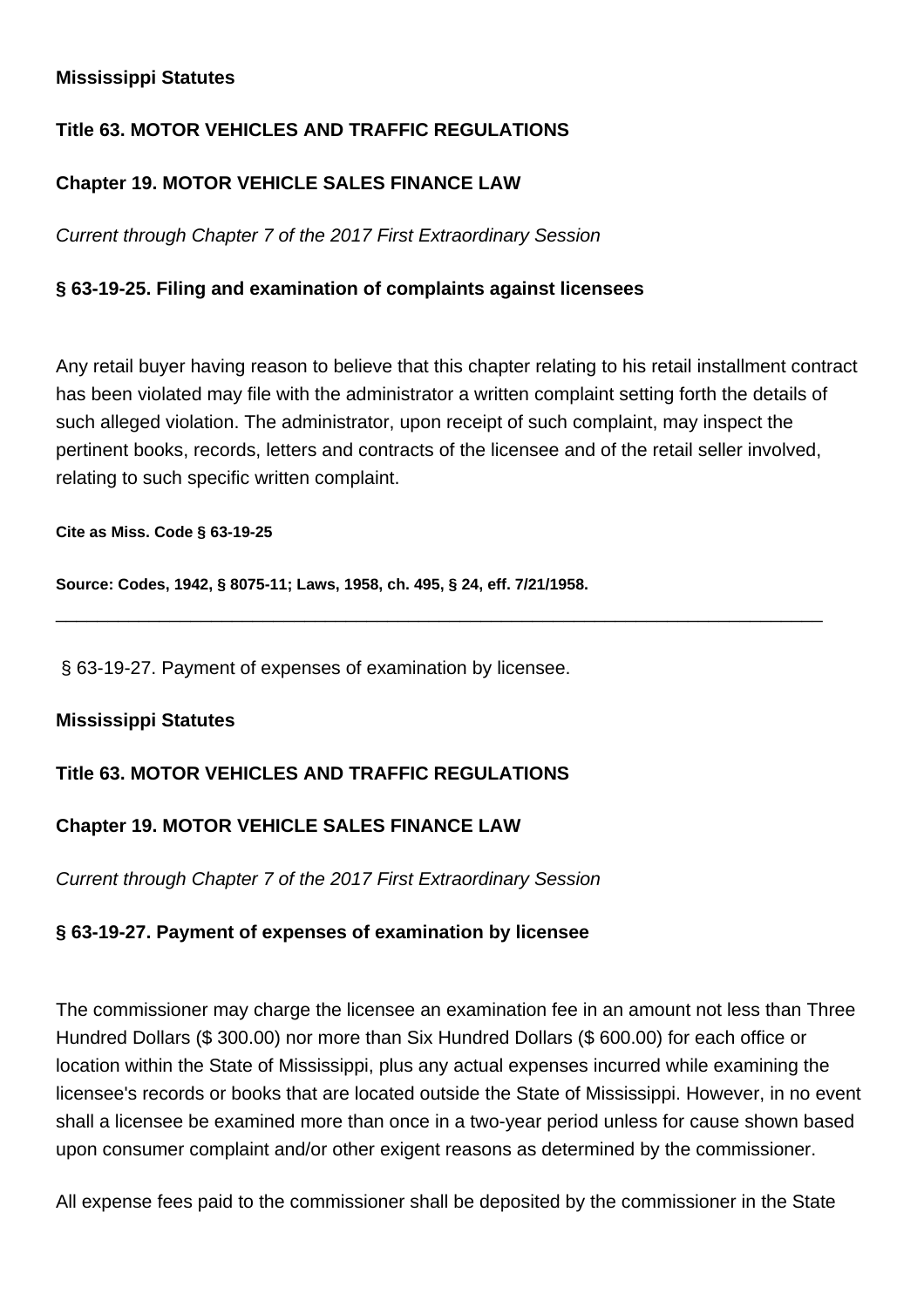**Mississippi Statutes**

**Title 63. MOTOR VEHICLES AND TRAFFIC REGULATIONS**

**Chapter 19. MOTOR VEHICLE SALES FINANCE LAW**

*Current through Chapter 7 of the 2017 First Extraordinary Session*

**§ 63-19-25. Filing and examination of complaints against licensees**

Any retail buyer having reason to believe that this chapter relating to his retail installment contract has been violated may file with the administrator a written complaint setting forth the details of such alleged violation. The administrator, upon receipt of such complaint, may inspect the pertinent books, records, letters and contracts of the licensee and of the retail seller involved, relating to such specific written complaint.

**Cite as Miss. Code § 63-19-25**

**Source: Codes, 1942, § 8075-11; Laws, 1958, ch. 495, § 24, eff. 7/21/1958.**

---

§ 63-19-27. Payment of expenses of examination by licensee.

**Mississippi Statutes**

**Title 63. MOTOR VEHICLES AND TRAFFIC REGULATIONS**

**Chapter 19. MOTOR VEHICLE SALES FINANCE LAW**

*Current through Chapter 7 of the 2017 First Extraordinary Session*

**§ 63-19-27. Payment of expenses of examination by licensee**

The commissioner may charge the licensee an examination fee in an amount not less than Three Hundred Dollars ($ 300.00) nor more than Six Hundred Dollars ($ 600.00) for each office or location within the State of Mississippi, plus any actual expenses incurred while examining the licensee's records or books that are located outside the State of Mississippi. However, in no event shall a licensee be examined more than once in a two-year period unless for cause shown based upon consumer complaint and/or other exigent reasons as determined by the commissioner.

All expense fees paid to the commissioner shall be deposited by the commissioner in the State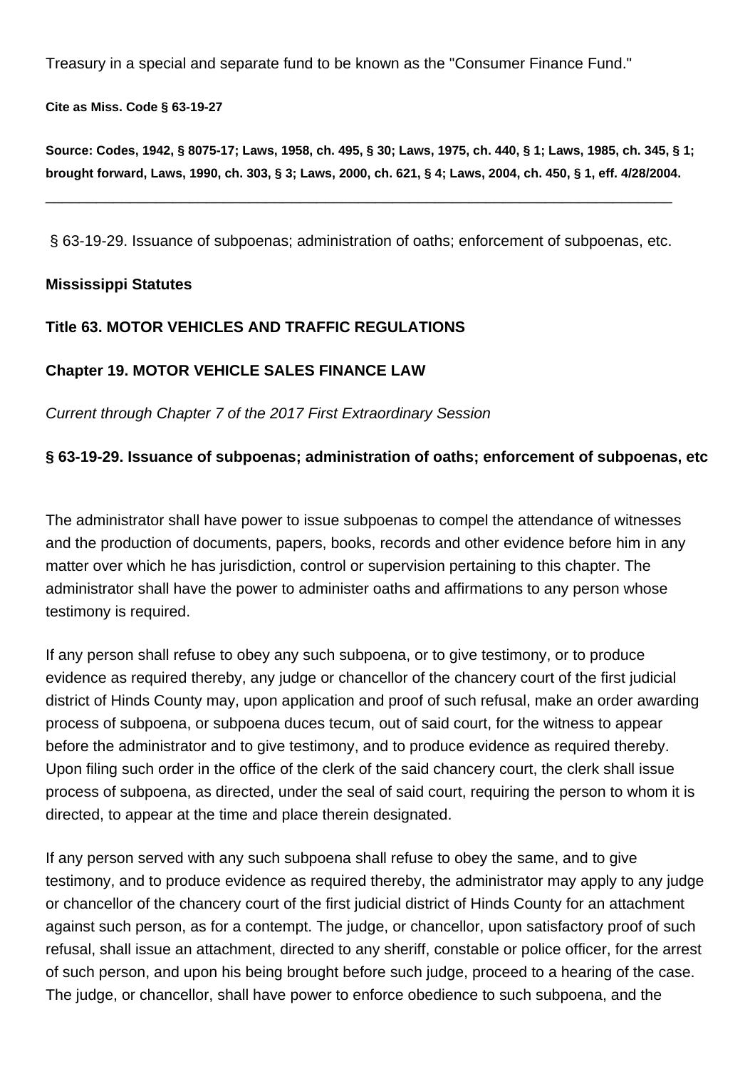Treasury in a special and separate fund to be known as the "Consumer Finance Fund."

**Cite as Miss. Code § 63-19-27**

**Source: Codes, 1942, § 8075-17; Laws, 1958, ch. 495, § 30; Laws, 1975, ch. 440, § 1; Laws, 1985, ch. 345, § 1; brought forward, Laws, 1990, ch. 303, § 3; Laws, 2000, ch. 621, § 4; Laws, 2004, ch. 450, § 1, eff. 4/28/2004.**

---

§ 63-19-29. Issuance of subpoenas; administration of oaths; enforcement of subpoenas, etc.

**Mississippi Statutes**

**Title 63. MOTOR VEHICLES AND TRAFFIC REGULATIONS**

**Chapter 19. MOTOR VEHICLE SALES FINANCE LAW**

*Current through Chapter 7 of the 2017 First Extraordinary Session*

**§ 63-19-29. Issuance of subpoenas; administration of oaths; enforcement of subpoenas, etc**

The administrator shall have power to issue subpoenas to compel the attendance of witnesses and the production of documents, papers, books, records and other evidence before him in any matter over which he has jurisdiction, control or supervision pertaining to this chapter. The administrator shall have the power to administer oaths and affirmations to any person whose testimony is required.

If any person shall refuse to obey any such subpoena, or to give testimony, or to produce evidence as required thereby, any judge or chancellor of the chancery court of the first judicial district of Hinds County may, upon application and proof of such refusal, make an order awarding process of subpoena, or subpoena duces tecum, out of said court, for the witness to appear before the administrator and to give testimony, and to produce evidence as required thereby. Upon filing such order in the office of the clerk of the said chancery court, the clerk shall issue process of subpoena, as directed, under the seal of said court, requiring the person to whom it is directed, to appear at the time and place therein designated.

If any person served with any such subpoena shall refuse to obey the same, and to give testimony, and to produce evidence as required thereby, the administrator may apply to any judge or chancellor of the chancery court of the first judicial district of Hinds County for an attachment against such person, as for a contempt. The judge, or chancellor, upon satisfactory proof of such refusal, shall issue an attachment, directed to any sheriff, constable or police officer, for the arrest of such person, and upon his being brought before such judge, proceed to a hearing of the case. The judge, or chancellor, shall have power to enforce obedience to such subpoena, and the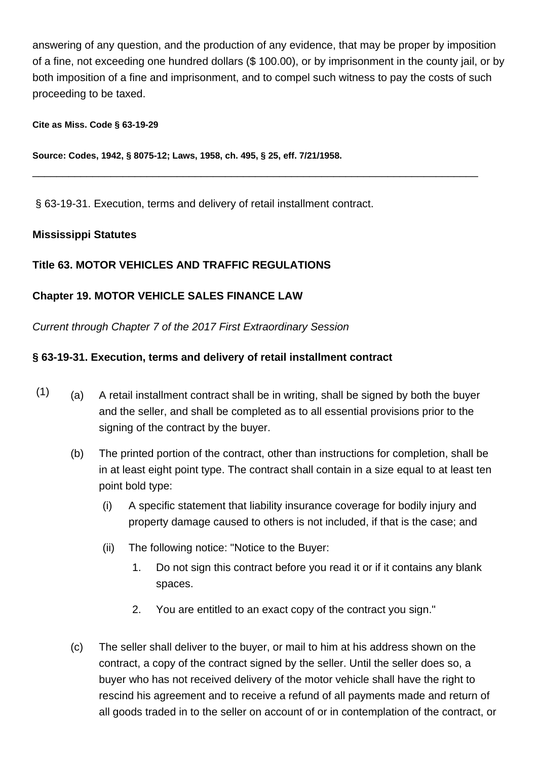answering of any question, and the production of any evidence, that may be proper by imposition of a fine, not exceeding one hundred dollars ($ 100.00), or by imprisonment in the county jail, or by both imposition of a fine and imprisonment, and to compel such witness to pay the costs of such proceeding to be taxed.

**Cite as Miss. Code § 63-19-29**

**Source: Codes, 1942, § 8075-12; Laws, 1958, ch. 495, § 25, eff. 7/21/1958.**

---

§ 63-19-31. Execution, terms and delivery of retail installment contract.

**Mississippi Statutes**

**Title 63. MOTOR VEHICLES AND TRAFFIC REGULATIONS**

**Chapter 19. MOTOR VEHICLE SALES FINANCE LAW**

*Current through Chapter 7 of the 2017 First Extraordinary Session*

**§ 63-19-31. Execution, terms and delivery of retail installment contract**

(1)

(a) A retail installment contract shall be in writing, shall be signed by both the buyer and the seller, and shall be completed as to all essential provisions prior to the signing of the contract by the buyer.

(b) The printed portion of the contract, other than instructions for completion, shall be in at least eight point type. The contract shall contain in a size equal to at least ten point bold type:

(i) A specific statement that liability insurance coverage for bodily injury and property damage caused to others is not included, if that is the case; and

(ii) The following notice: "Notice to the Buyer:

1. Do not sign this contract before you read it or if it contains any blank spaces.

2. You are entitled to an exact copy of the contract you sign."

(c) The seller shall deliver to the buyer, or mail to him at his address shown on the contract, a copy of the contract signed by the seller. Until the seller does so, a buyer who has not received delivery of the motor vehicle shall have the right to rescind his agreement and to receive a refund of all payments made and return of all goods traded in to the seller on account of or in contemplation of the contract, or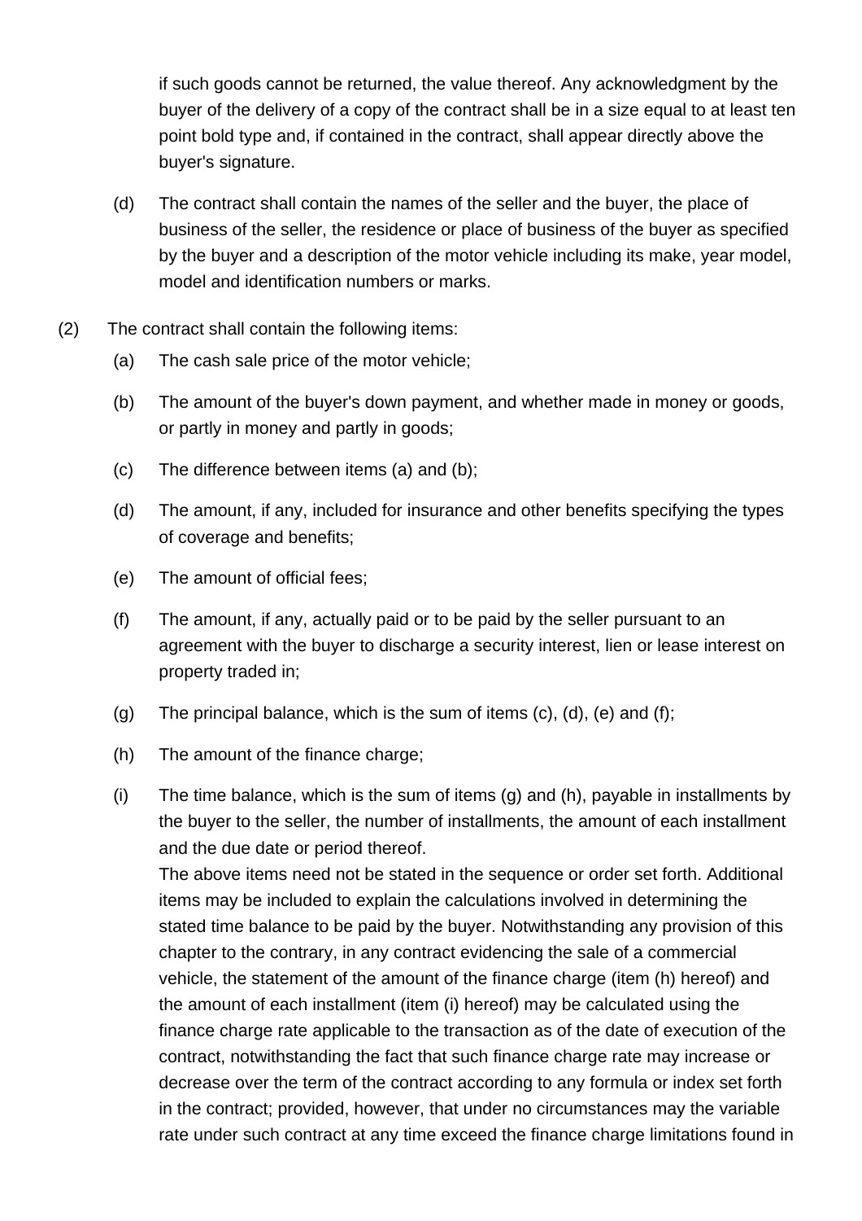if such goods cannot be returned, the value thereof. Any acknowledgment by the buyer of the delivery of a copy of the contract shall be in a size equal to at least ten point bold type and, if contained in the contract, shall appear directly above the buyer's signature.

(d) The contract shall contain the names of the seller and the buyer, the place of business of the seller, the residence or place of business of the buyer as specified by the buyer and a description of the motor vehicle including its make, year model, model and identification numbers or marks.

(2) The contract shall contain the following items:

(a) The cash sale price of the motor vehicle;

(b) The amount of the buyer's down payment, and whether made in money or goods, or partly in money and partly in goods;

(c) The difference between items (a) and (b);

(d) The amount, if any, included for insurance and other benefits specifying the types of coverage and benefits;

(e) The amount of official fees;

(f) The amount, if any, actually paid or to be paid by the seller pursuant to an agreement with the buyer to discharge a security interest, lien or lease interest on property traded in;

(g) The principal balance, which is the sum of items (c), (d), (e) and (f);

(h) The amount of the finance charge;

(i) The time balance, which is the sum of items (g) and (h), payable in installments by the buyer to the seller, the number of installments, the amount of each installment and the due date or period thereof.
The above items need not be stated in the sequence or order set forth. Additional items may be included to explain the calculations involved in determining the stated time balance to be paid by the buyer. Notwithstanding any provision of this chapter to the contrary, in any contract evidencing the sale of a commercial vehicle, the statement of the amount of the finance charge (item (h) hereof) and the amount of each installment (item (i) hereof) may be calculated using the finance charge rate applicable to the transaction as of the date of execution of the contract, notwithstanding the fact that such finance charge rate may increase or decrease over the term of the contract according to any formula or index set forth in the contract; provided, however, that under no circumstances may the variable rate under such contract at any time exceed the finance charge limitations found in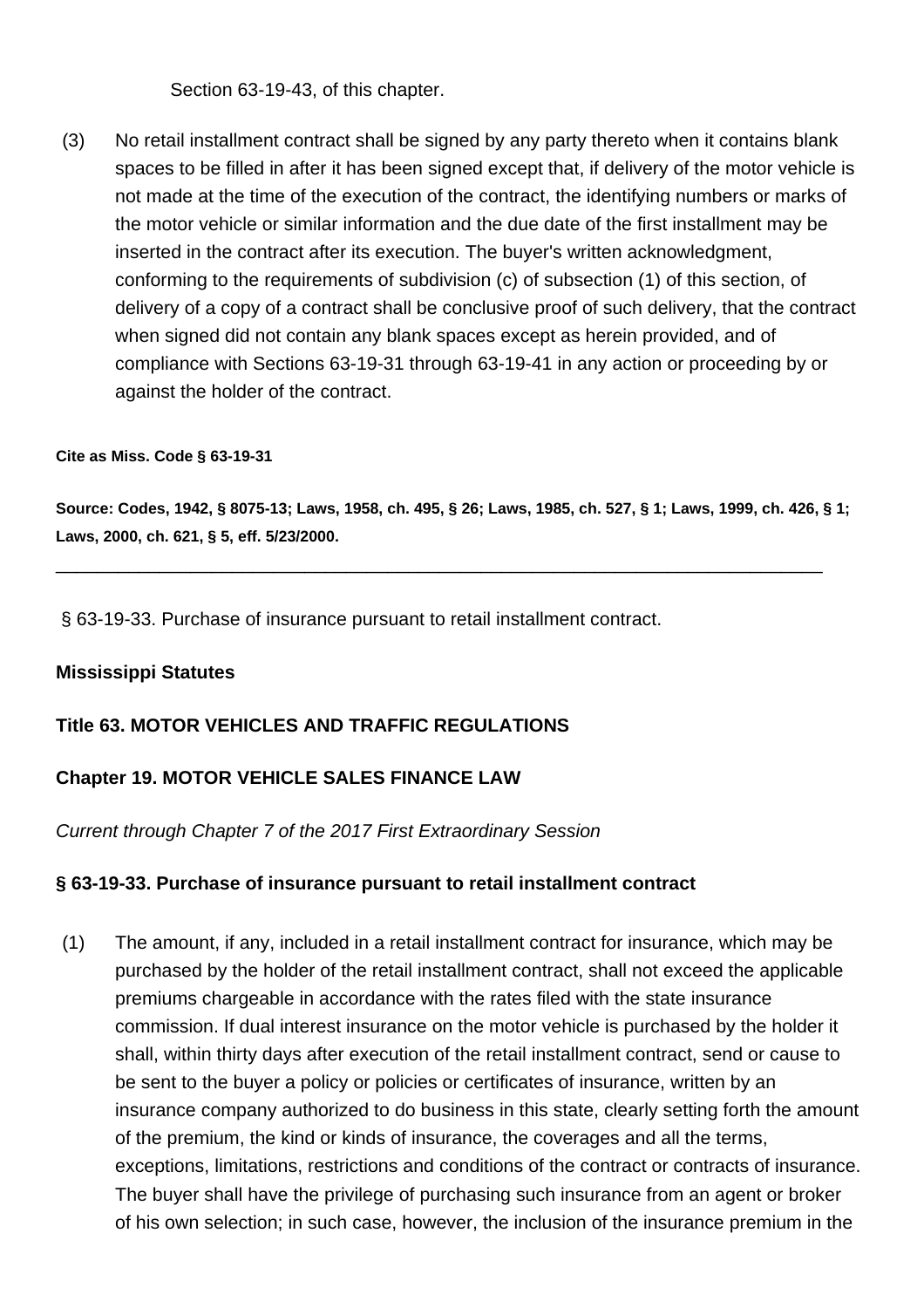Section 63-19-43, of this chapter.

(3) No retail installment contract shall be signed by any party thereto when it contains blank spaces to be filled in after it has been signed except that, if delivery of the motor vehicle is not made at the time of the execution of the contract, the identifying numbers or marks of the motor vehicle or similar information and the due date of the first installment may be inserted in the contract after its execution. The buyer's written acknowledgment, conforming to the requirements of subdivision (c) of subsection (1) of this section, of delivery of a copy of a contract shall be conclusive proof of such delivery, that the contract when signed did not contain any blank spaces except as herein provided, and of compliance with Sections 63-19-31 through 63-19-41 in any action or proceeding by or against the holder of the contract.

**Cite as Miss. Code § 63-19-31**

**Source: Codes, 1942, § 8075-13; Laws, 1958, ch. 495, § 26; Laws, 1985, ch. 527, § 1; Laws, 1999, ch. 426, § 1; Laws, 2000, ch. 621, § 5, eff. 5/23/2000.**

---

§ 63-19-33. Purchase of insurance pursuant to retail installment contract.

**Mississippi Statutes**

**Title 63. MOTOR VEHICLES AND TRAFFIC REGULATIONS**

**Chapter 19. MOTOR VEHICLE SALES FINANCE LAW**

*Current through Chapter 7 of the 2017 First Extraordinary Session*

**§ 63-19-33. Purchase of insurance pursuant to retail installment contract**

(1) The amount, if any, included in a retail installment contract for insurance, which may be purchased by the holder of the retail installment contract, shall not exceed the applicable premiums chargeable in accordance with the rates filed with the state insurance commission. If dual interest insurance on the motor vehicle is purchased by the holder it shall, within thirty days after execution of the retail installment contract, send or cause to be sent to the buyer a policy or policies or certificates of insurance, written by an insurance company authorized to do business in this state, clearly setting forth the amount of the premium, the kind or kinds of insurance, the coverages and all the terms, exceptions, limitations, restrictions and conditions of the contract or contracts of insurance. The buyer shall have the privilege of purchasing such insurance from an agent or broker of his own selection; in such case, however, the inclusion of the insurance premium in the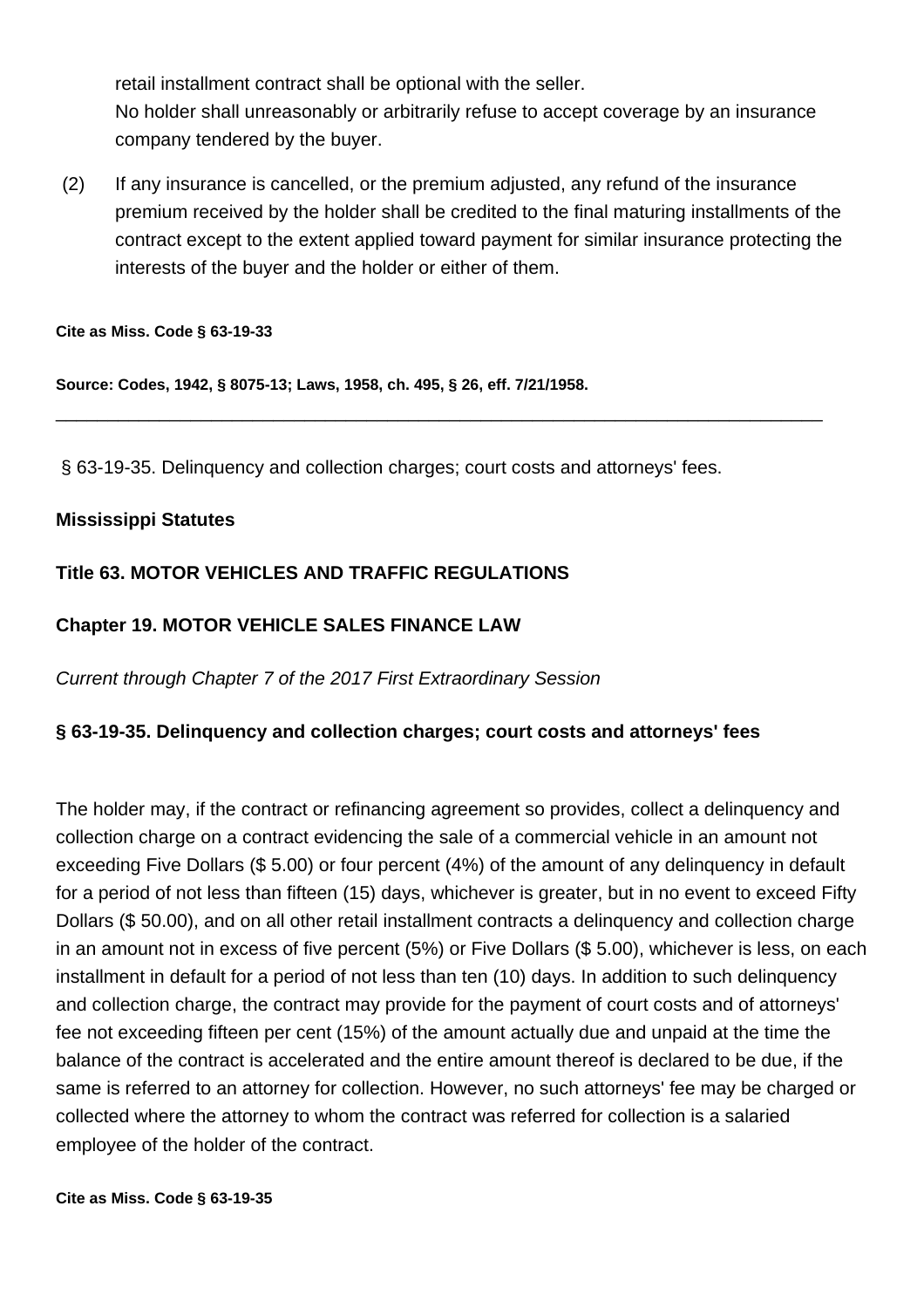retail installment contract shall be optional with the seller.

No holder shall unreasonably or arbitrarily refuse to accept coverage by an insurance company tendered by the buyer.

(2) If any insurance is cancelled, or the premium adjusted, any refund of the insurance premium received by the holder shall be credited to the final maturing installments of the contract except to the extent applied toward payment for similar insurance protecting the interests of the buyer and the holder or either of them.

**Cite as Miss. Code § 63-19-33**

**Source: Codes, 1942, § 8075-13; Laws, 1958, ch. 495, § 26, eff. 7/21/1958.**

---

§ 63-19-35. Delinquency and collection charges; court costs and attorneys' fees.

**Mississippi Statutes**

**Title 63. MOTOR VEHICLES AND TRAFFIC REGULATIONS**

**Chapter 19. MOTOR VEHICLE SALES FINANCE LAW**

*Current through Chapter 7 of the 2017 First Extraordinary Session*

**§ 63-19-35. Delinquency and collection charges; court costs and attorneys' fees**

The holder may, if the contract or refinancing agreement so provides, collect a delinquency and collection charge on a contract evidencing the sale of a commercial vehicle in an amount not exceeding Five Dollars ($ 5.00) or four percent (4%) of the amount of any delinquency in default for a period of not less than fifteen (15) days, whichever is greater, but in no event to exceed Fifty Dollars ($ 50.00), and on all other retail installment contracts a delinquency and collection charge in an amount not in excess of five percent (5%) or Five Dollars ($ 5.00), whichever is less, on each installment in default for a period of not less than ten (10) days. In addition to such delinquency and collection charge, the contract may provide for the payment of court costs and of attorneys' fee not exceeding fifteen per cent (15%) of the amount actually due and unpaid at the time the balance of the contract is accelerated and the entire amount thereof is declared to be due, if the same is referred to an attorney for collection. However, no such attorneys' fee may be charged or collected where the attorney to whom the contract was referred for collection is a salaried employee of the holder of the contract.

**Cite as Miss. Code § 63-19-35**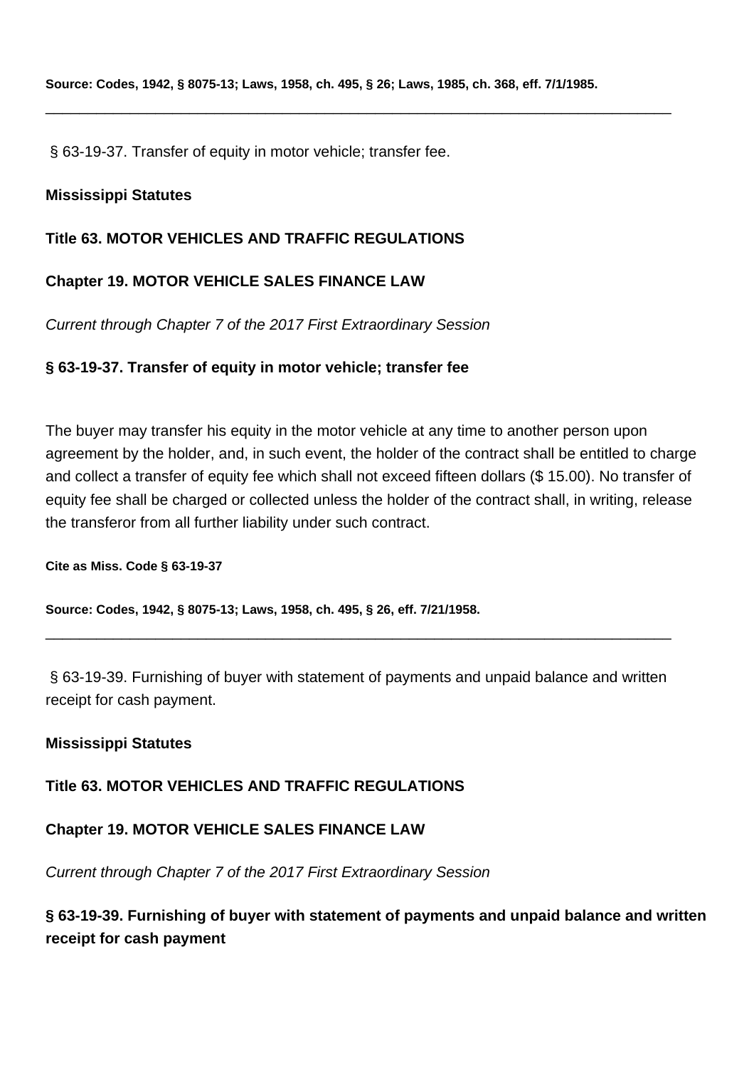**Source: Codes, 1942, § 8075-13; Laws, 1958, ch. 495, § 26; Laws, 1985, ch. 368, eff. 7/1/1985.**

---

§ 63-19-37. Transfer of equity in motor vehicle; transfer fee.

**Mississippi Statutes**

**Title 63. MOTOR VEHICLES AND TRAFFIC REGULATIONS**

**Chapter 19. MOTOR VEHICLE SALES FINANCE LAW**

*Current through Chapter 7 of the 2017 First Extraordinary Session*

**§ 63-19-37. Transfer of equity in motor vehicle; transfer fee**

The buyer may transfer his equity in the motor vehicle at any time to another person upon agreement by the holder, and, in such event, the holder of the contract shall be entitled to charge and collect a transfer of equity fee which shall not exceed fifteen dollars ($ 15.00). No transfer of equity fee shall be charged or collected unless the holder of the contract shall, in writing, release the transferor from all further liability under such contract.

**Cite as Miss. Code § 63-19-37**

**Source: Codes, 1942, § 8075-13; Laws, 1958, ch. 495, § 26, eff. 7/21/1958.**

---

§ 63-19-39. Furnishing of buyer with statement of payments and unpaid balance and written receipt for cash payment.

**Mississippi Statutes**

**Title 63. MOTOR VEHICLES AND TRAFFIC REGULATIONS**

**Chapter 19. MOTOR VEHICLE SALES FINANCE LAW**

*Current through Chapter 7 of the 2017 First Extraordinary Session*

**§ 63-19-39. Furnishing of buyer with statement of payments and unpaid balance and written receipt for cash payment**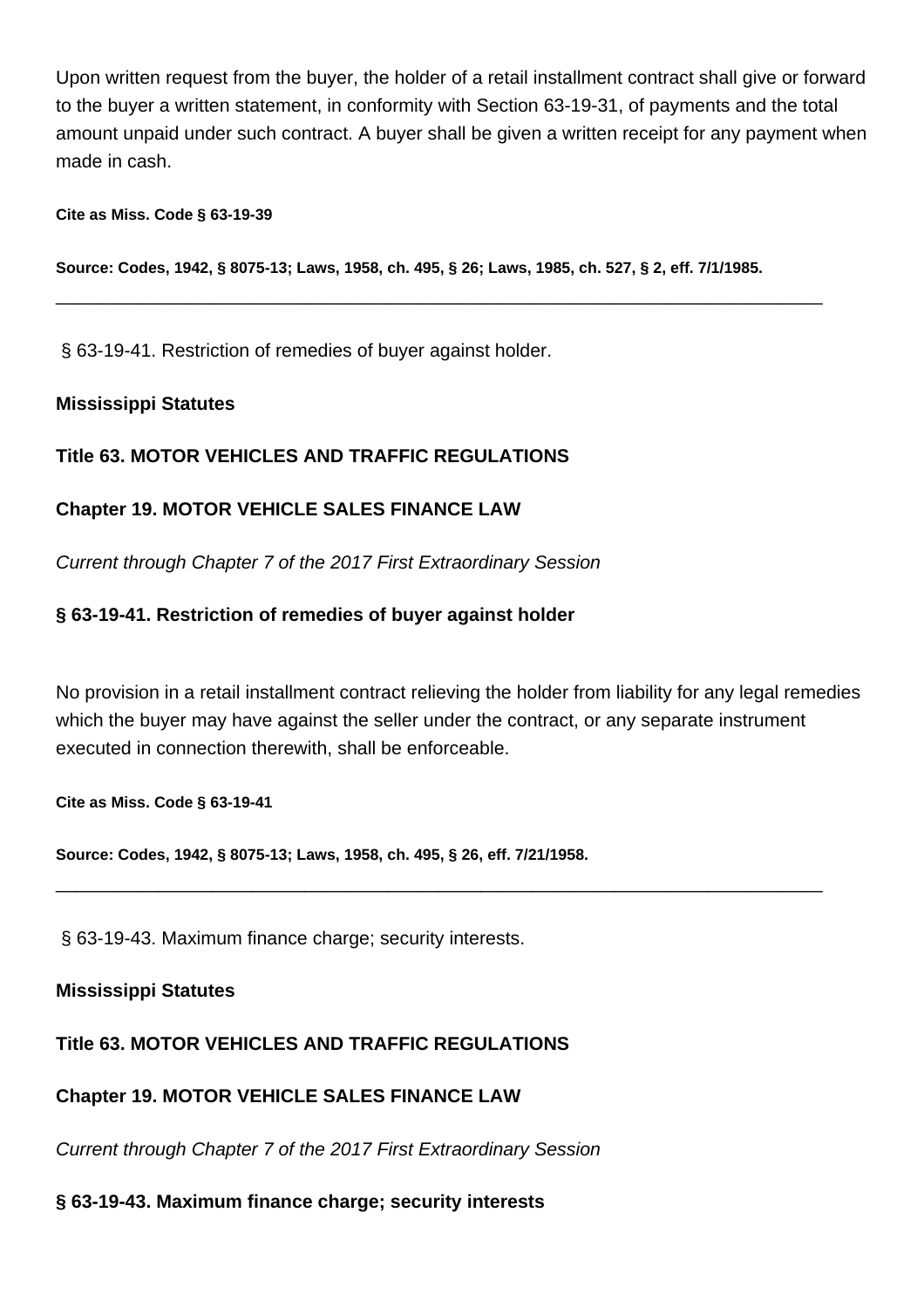Upon written request from the buyer, the holder of a retail installment contract shall give or forward to the buyer a written statement, in conformity with Section 63-19-31, of payments and the total amount unpaid under such contract. A buyer shall be given a written receipt for any payment when made in cash.

**Cite as Miss. Code § 63-19-39**

**Source: Codes, 1942, § 8075-13; Laws, 1958, ch. 495, § 26; Laws, 1985, ch. 527, § 2, eff. 7/1/1985.**

---

§ 63-19-41. Restriction of remedies of buyer against holder.

**Mississippi Statutes**

**Title 63. MOTOR VEHICLES AND TRAFFIC REGULATIONS**

**Chapter 19. MOTOR VEHICLE SALES FINANCE LAW**

*Current through Chapter 7 of the 2017 First Extraordinary Session*

**§ 63-19-41. Restriction of remedies of buyer against holder**

No provision in a retail installment contract relieving the holder from liability for any legal remedies which the buyer may have against the seller under the contract, or any separate instrument executed in connection therewith, shall be enforceable.

**Cite as Miss. Code § 63-19-41**

**Source: Codes, 1942, § 8075-13; Laws, 1958, ch. 495, § 26, eff. 7/21/1958.**

---

§ 63-19-43. Maximum finance charge; security interests.

**Mississippi Statutes**

**Title 63. MOTOR VEHICLES AND TRAFFIC REGULATIONS**

**Chapter 19. MOTOR VEHICLE SALES FINANCE LAW**

*Current through Chapter 7 of the 2017 First Extraordinary Session*

**§ 63-19-43. Maximum finance charge; security interests**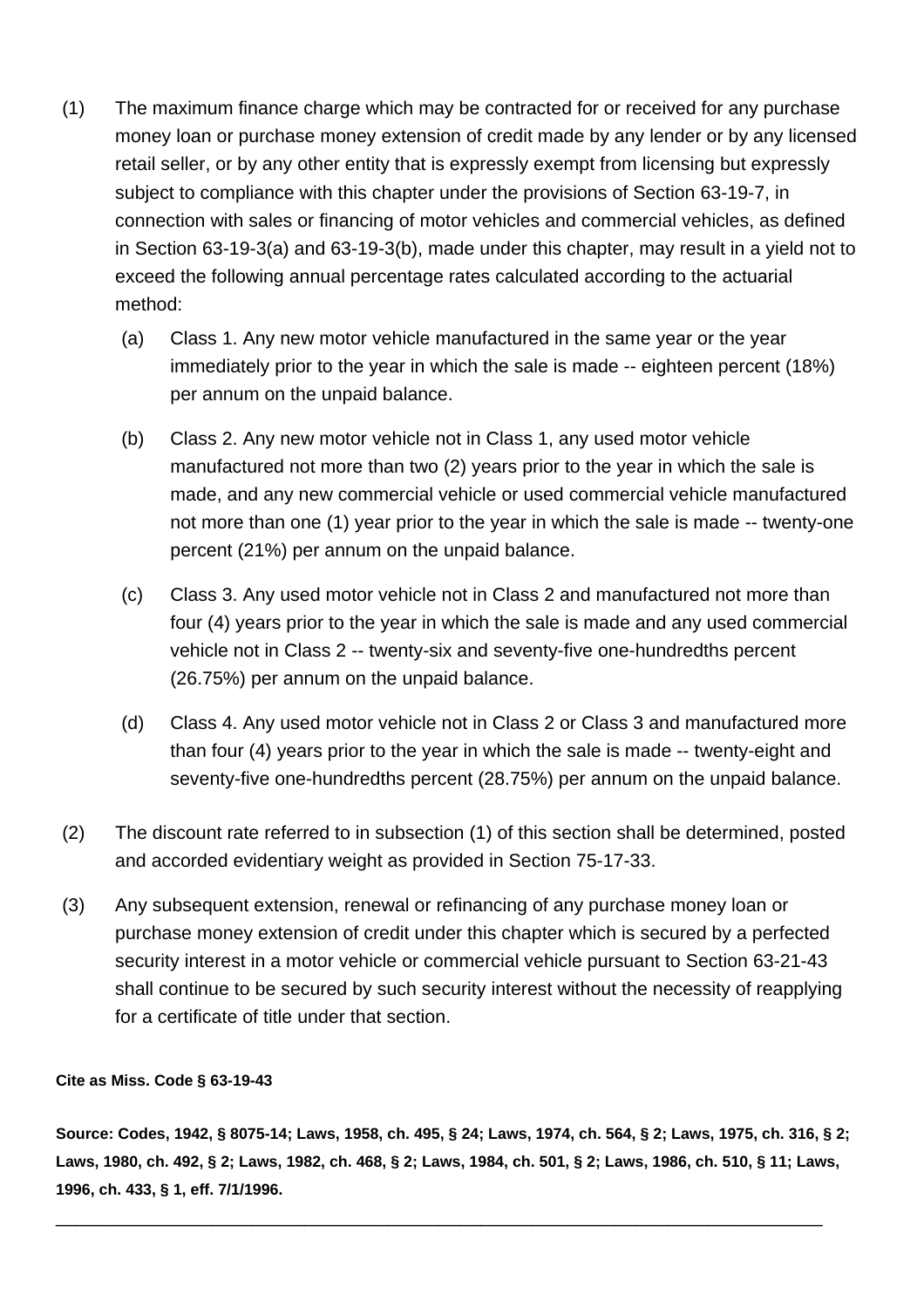(1) The maximum finance charge which may be contracted for or received for any purchase money loan or purchase money extension of credit made by any lender or by any licensed retail seller, or by any other entity that is expressly exempt from licensing but expressly subject to compliance with this chapter under the provisions of Section 63-19-7, in connection with sales or financing of motor vehicles and commercial vehicles, as defined in Section 63-19-3(a) and 63-19-3(b), made under this chapter, may result in a yield not to exceed the following annual percentage rates calculated according to the actuarial method:

  (a) Class 1. Any new motor vehicle manufactured in the same year or the year immediately prior to the year in which the sale is made -- eighteen percent (18%) per annum on the unpaid balance.

  (b) Class 2. Any new motor vehicle not in Class 1, any used motor vehicle manufactured not more than two (2) years prior to the year in which the sale is made, and any new commercial vehicle or used commercial vehicle manufactured not more than one (1) year prior to the year in which the sale is made -- twenty-one percent (21%) per annum on the unpaid balance.

  (c) Class 3. Any used motor vehicle not in Class 2 and manufactured not more than four (4) years prior to the year in which the sale is made and any used commercial vehicle not in Class 2 -- twenty-six and seventy-five one-hundredths percent (26.75%) per annum on the unpaid balance.

  (d) Class 4. Any used motor vehicle not in Class 2 or Class 3 and manufactured more than four (4) years prior to the year in which the sale is made -- twenty-eight and seventy-five one-hundredths percent (28.75%) per annum on the unpaid balance.

(2) The discount rate referred to in subsection (1) of this section shall be determined, posted and accorded evidentiary weight as provided in Section 75-17-33.

(3) Any subsequent extension, renewal or refinancing of any purchase money loan or purchase money extension of credit under this chapter which is secured by a perfected security interest in a motor vehicle or commercial vehicle pursuant to Section 63-21-43 shall continue to be secured by such security interest without the necessity of reapplying for a certificate of title under that section.

**Cite as Miss. Code § 63-19-43**

**Source: Codes, 1942, § 8075-14; Laws, 1958, ch. 495, § 24; Laws, 1974, ch. 564, § 2; Laws, 1975, ch. 316, § 2; Laws, 1980, ch. 492, § 2; Laws, 1982, ch. 468, § 2; Laws, 1984, ch. 501, § 2; Laws, 1986, ch. 510, § 11; Laws, 1996, ch. 433, § 1, eff. 7/1/1996.**

---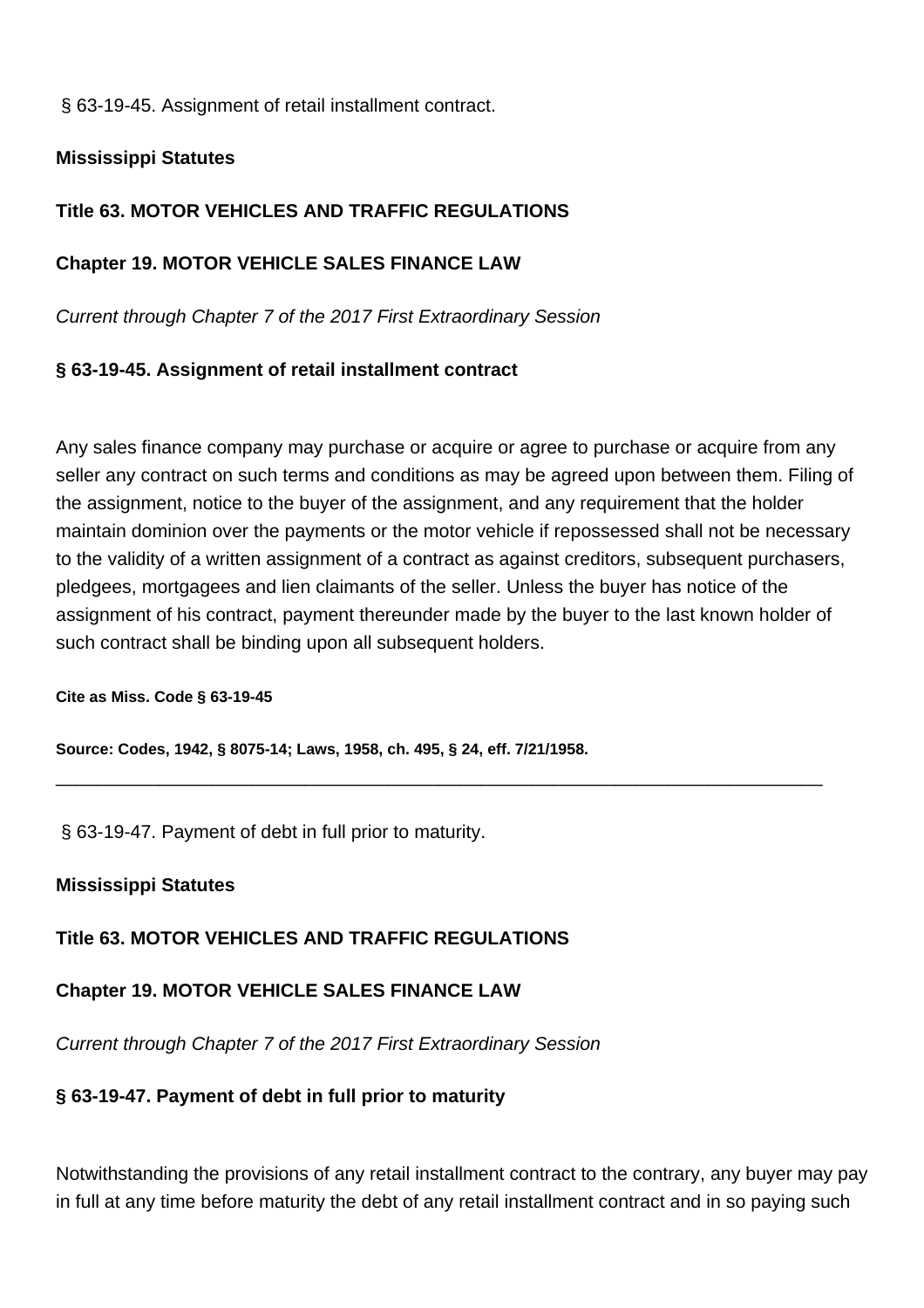§ 63-19-45. Assignment of retail installment contract.

**Mississippi Statutes**

**Title 63. MOTOR VEHICLES AND TRAFFIC REGULATIONS**

**Chapter 19. MOTOR VEHICLE SALES FINANCE LAW**

*Current through Chapter 7 of the 2017 First Extraordinary Session*

**§ 63-19-45. Assignment of retail installment contract**

Any sales finance company may purchase or acquire or agree to purchase or acquire from any seller any contract on such terms and conditions as may be agreed upon between them. Filing of the assignment, notice to the buyer of the assignment, and any requirement that the holder maintain dominion over the payments or the motor vehicle if repossessed shall not be necessary to the validity of a written assignment of a contract as against creditors, subsequent purchasers, pledgees, mortgagees and lien claimants of the seller. Unless the buyer has notice of the assignment of his contract, payment thereunder made by the buyer to the last known holder of such contract shall be binding upon all subsequent holders.

**Cite as Miss. Code § 63-19-45**

**Source: Codes, 1942, § 8075-14; Laws, 1958, ch. 495, § 24, eff. 7/21/1958.**

---

§ 63-19-47. Payment of debt in full prior to maturity.

**Mississippi Statutes**

**Title 63. MOTOR VEHICLES AND TRAFFIC REGULATIONS**

**Chapter 19. MOTOR VEHICLE SALES FINANCE LAW**

*Current through Chapter 7 of the 2017 First Extraordinary Session*

**§ 63-19-47. Payment of debt in full prior to maturity**

Notwithstanding the provisions of any retail installment contract to the contrary, any buyer may pay in full at any time before maturity the debt of any retail installment contract and in so paying such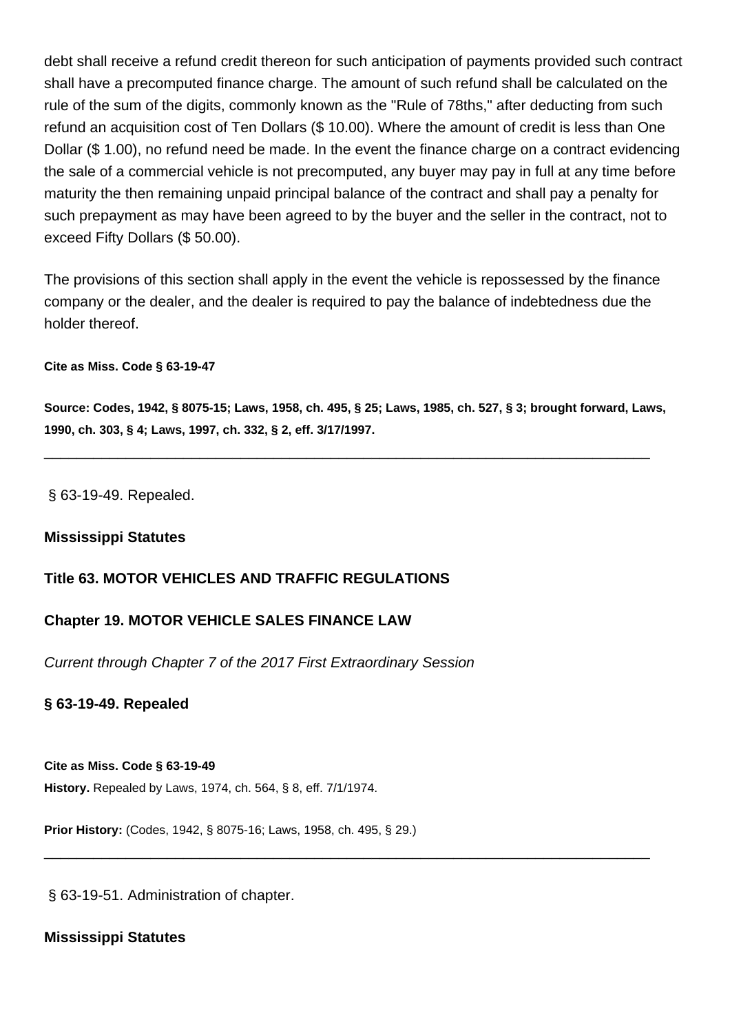debt shall receive a refund credit thereon for such anticipation of payments provided such contract shall have a precomputed finance charge. The amount of such refund shall be calculated on the rule of the sum of the digits, commonly known as the "Rule of 78ths," after deducting from such refund an acquisition cost of Ten Dollars ($ 10.00). Where the amount of credit is less than One Dollar ($ 1.00), no refund need be made. In the event the finance charge on a contract evidencing the sale of a commercial vehicle is not precomputed, any buyer may pay in full at any time before maturity the then remaining unpaid principal balance of the contract and shall pay a penalty for such prepayment as may have been agreed to by the buyer and the seller in the contract, not to exceed Fifty Dollars ($ 50.00).

The provisions of this section shall apply in the event the vehicle is repossessed by the finance company or the dealer, and the dealer is required to pay the balance of indebtedness due the holder thereof.

**Cite as Miss. Code § 63-19-47**

**Source: Codes, 1942, § 8075-15; Laws, 1958, ch. 495, § 25; Laws, 1985, ch. 527, § 3; brought forward, Laws, 1990, ch. 303, § 4; Laws, 1997, ch. 332, § 2, eff. 3/17/1997.**

---

§ 63-19-49. Repealed.

**Mississippi Statutes**

**Title 63. MOTOR VEHICLES AND TRAFFIC REGULATIONS**

**Chapter 19. MOTOR VEHICLE SALES FINANCE LAW**

*Current through Chapter 7 of the 2017 First Extraordinary Session*

**§ 63-19-49. Repealed**

**Cite as Miss. Code § 63-19-49**
**History.** Repealed by Laws, 1974, ch. 564, § 8, eff. 7/1/1974.

**Prior History:** (Codes, 1942, § 8075-16; Laws, 1958, ch. 495, § 29.)

---

§ 63-19-51. Administration of chapter.

**Mississippi Statutes**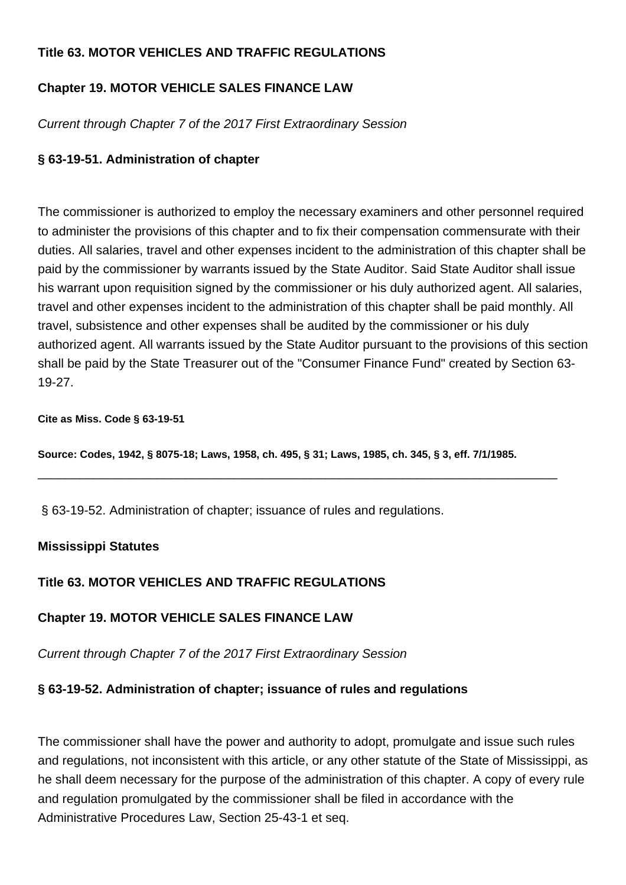**Title 63. MOTOR VEHICLES AND TRAFFIC REGULATIONS**

**Chapter 19. MOTOR VEHICLE SALES FINANCE LAW**

*Current through Chapter 7 of the 2017 First Extraordinary Session*

**§ 63-19-51. Administration of chapter**

The commissioner is authorized to employ the necessary examiners and other personnel required to administer the provisions of this chapter and to fix their compensation commensurate with their duties. All salaries, travel and other expenses incident to the administration of this chapter shall be paid by the commissioner by warrants issued by the State Auditor. Said State Auditor shall issue his warrant upon requisition signed by the commissioner or his duly authorized agent. All salaries, travel and other expenses incident to the administration of this chapter shall be paid monthly. All travel, subsistence and other expenses shall be audited by the commissioner or his duly authorized agent. All warrants issued by the State Auditor pursuant to the provisions of this section shall be paid by the State Treasurer out of the "Consumer Finance Fund" created by Section 63-19-27.

**Cite as Miss. Code § 63-19-51**

**Source: Codes, 1942, § 8075-18; Laws, 1958, ch. 495, § 31; Laws, 1985, ch. 345, § 3, eff. 7/1/1985.**

---

§ 63-19-52. Administration of chapter; issuance of rules and regulations.

**Mississippi Statutes**

**Title 63. MOTOR VEHICLES AND TRAFFIC REGULATIONS**

**Chapter 19. MOTOR VEHICLE SALES FINANCE LAW**

*Current through Chapter 7 of the 2017 First Extraordinary Session*

**§ 63-19-52. Administration of chapter; issuance of rules and regulations**

The commissioner shall have the power and authority to adopt, promulgate and issue such rules and regulations, not inconsistent with this article, or any other statute of the State of Mississippi, as he shall deem necessary for the purpose of the administration of this chapter. A copy of every rule and regulation promulgated by the commissioner shall be filed in accordance with the Administrative Procedures Law, Section 25-43-1 et seq.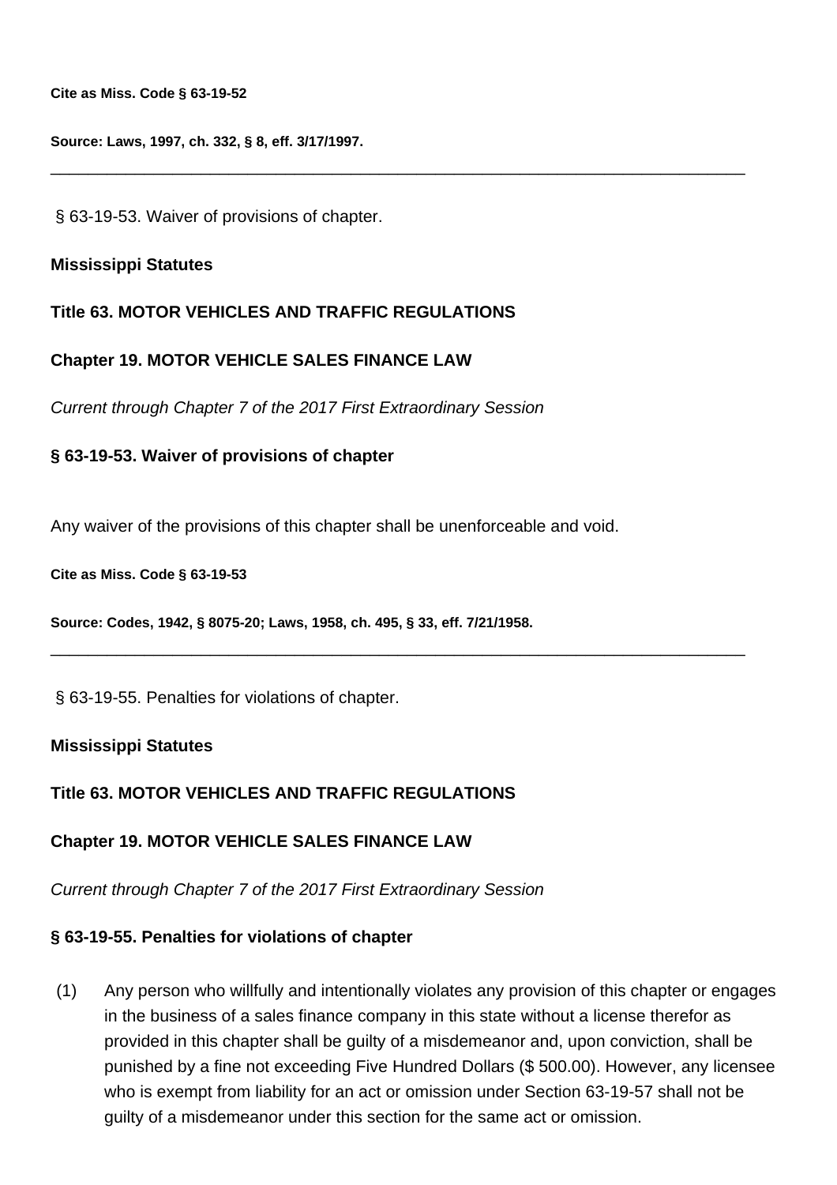**Cite as Miss. Code § 63-19-52**

**Source: Laws, 1997, ch. 332, § 8, eff. 3/17/1997.**

---

§ 63-19-53. Waiver of provisions of chapter.

**Mississippi Statutes**

**Title 63. MOTOR VEHICLES AND TRAFFIC REGULATIONS**

**Chapter 19. MOTOR VEHICLE SALES FINANCE LAW**

*Current through Chapter 7 of the 2017 First Extraordinary Session*

**§ 63-19-53. Waiver of provisions of chapter**

Any waiver of the provisions of this chapter shall be unenforceable and void.

**Cite as Miss. Code § 63-19-53**

**Source: Codes, 1942, § 8075-20; Laws, 1958, ch. 495, § 33, eff. 7/21/1958.**

---

§ 63-19-55. Penalties for violations of chapter.

**Mississippi Statutes**

**Title 63. MOTOR VEHICLES AND TRAFFIC REGULATIONS**

**Chapter 19. MOTOR VEHICLE SALES FINANCE LAW**

*Current through Chapter 7 of the 2017 First Extraordinary Session*

**§ 63-19-55. Penalties for violations of chapter**

(1) Any person who willfully and intentionally violates any provision of this chapter or engages in the business of a sales finance company in this state without a license therefor as provided in this chapter shall be guilty of a misdemeanor and, upon conviction, shall be punished by a fine not exceeding Five Hundred Dollars ($ 500.00). However, any licensee who is exempt from liability for an act or omission under Section 63-19-57 shall not be guilty of a misdemeanor under this section for the same act or omission.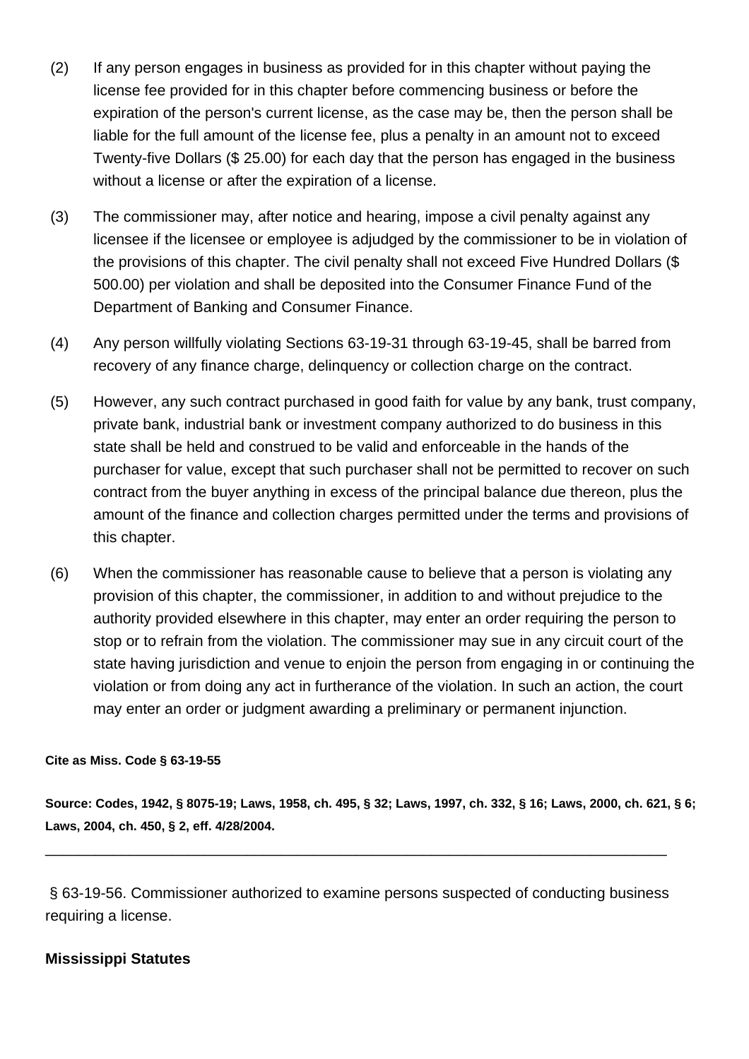(2) If any person engages in business as provided for in this chapter without paying the license fee provided for in this chapter before commencing business or before the expiration of the person's current license, as the case may be, then the person shall be liable for the full amount of the license fee, plus a penalty in an amount not to exceed Twenty-five Dollars ($ 25.00) for each day that the person has engaged in the business without a license or after the expiration of a license.

(3) The commissioner may, after notice and hearing, impose a civil penalty against any licensee if the licensee or employee is adjudged by the commissioner to be in violation of the provisions of this chapter. The civil penalty shall not exceed Five Hundred Dollars ($ 500.00) per violation and shall be deposited into the Consumer Finance Fund of the Department of Banking and Consumer Finance.

(4) Any person willfully violating Sections 63-19-31 through 63-19-45, shall be barred from recovery of any finance charge, delinquency or collection charge on the contract.

(5) However, any such contract purchased in good faith for value by any bank, trust company, private bank, industrial bank or investment company authorized to do business in this state shall be held and construed to be valid and enforceable in the hands of the purchaser for value, except that such purchaser shall not be permitted to recover on such contract from the buyer anything in excess of the principal balance due thereon, plus the amount of the finance and collection charges permitted under the terms and provisions of this chapter.

(6) When the commissioner has reasonable cause to believe that a person is violating any provision of this chapter, the commissioner, in addition to and without prejudice to the authority provided elsewhere in this chapter, may enter an order requiring the person to stop or to refrain from the violation. The commissioner may sue in any circuit court of the state having jurisdiction and venue to enjoin the person from engaging in or continuing the violation or from doing any act in furtherance of the violation. In such an action, the court may enter an order or judgment awarding a preliminary or permanent injunction.

**Cite as Miss. Code § 63-19-55**

**Source: Codes, 1942, § 8075-19; Laws, 1958, ch. 495, § 32; Laws, 1997, ch. 332, § 16; Laws, 2000, ch. 621, § 6; Laws, 2004, ch. 450, § 2, eff. 4/28/2004.**

---

§ 63-19-56. Commissioner authorized to examine persons suspected of conducting business requiring a license.

**Mississippi Statutes**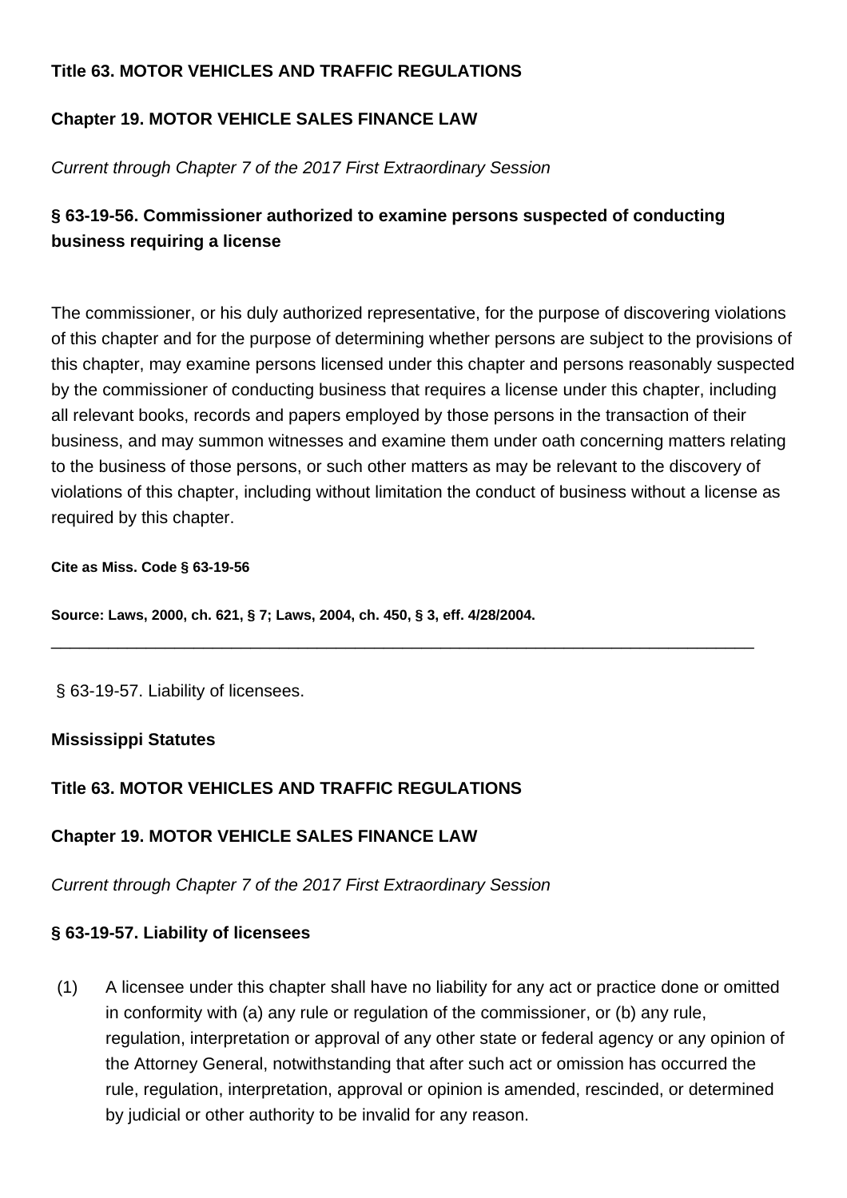**Title 63. MOTOR VEHICLES AND TRAFFIC REGULATIONS**

**Chapter 19. MOTOR VEHICLE SALES FINANCE LAW**

*Current through Chapter 7 of the 2017 First Extraordinary Session*

### § 63-19-56. Commissioner authorized to examine persons suspected of conducting business requiring a license

The commissioner, or his duly authorized representative, for the purpose of discovering violations of this chapter and for the purpose of determining whether persons are subject to the provisions of this chapter, may examine persons licensed under this chapter and persons reasonably suspected by the commissioner of conducting business that requires a license under this chapter, including all relevant books, records and papers employed by those persons in the transaction of their business, and may summon witnesses and examine them under oath concerning matters relating to the business of those persons, or such other matters as may be relevant to the discovery of violations of this chapter, including without limitation the conduct of business without a license as required by this chapter.

**Cite as Miss. Code § 63-19-56**

**Source: Laws, 2000, ch. 621, § 7; Laws, 2004, ch. 450, § 3, eff. 4/28/2004.**

---

§ 63-19-57. Liability of licensees.

**Mississippi Statutes**

**Title 63. MOTOR VEHICLES AND TRAFFIC REGULATIONS**

**Chapter 19. MOTOR VEHICLE SALES FINANCE LAW**

*Current through Chapter 7 of the 2017 First Extraordinary Session*

### § 63-19-57. Liability of licensees

(1) A licensee under this chapter shall have no liability for any act or practice done or omitted in conformity with (a) any rule or regulation of the commissioner, or (b) any rule, regulation, interpretation or approval of any other state or federal agency or any opinion of the Attorney General, notwithstanding that after such act or omission has occurred the rule, regulation, interpretation, approval or opinion is amended, rescinded, or determined by judicial or other authority to be invalid for any reason.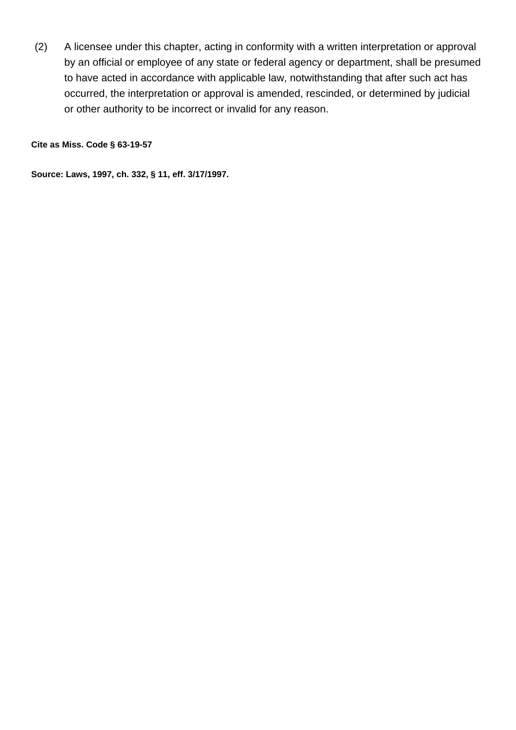(2) A licensee under this chapter, acting in conformity with a written interpretation or approval by an official or employee of any state or federal agency or department, shall be presumed to have acted in accordance with applicable law, notwithstanding that after such act has occurred, the interpretation or approval is amended, rescinded, or determined by judicial or other authority to be incorrect or invalid for any reason.

**Cite as Miss. Code § 63-19-57**

**Source: Laws, 1997, ch. 332, § 11, eff. 3/17/1997.**